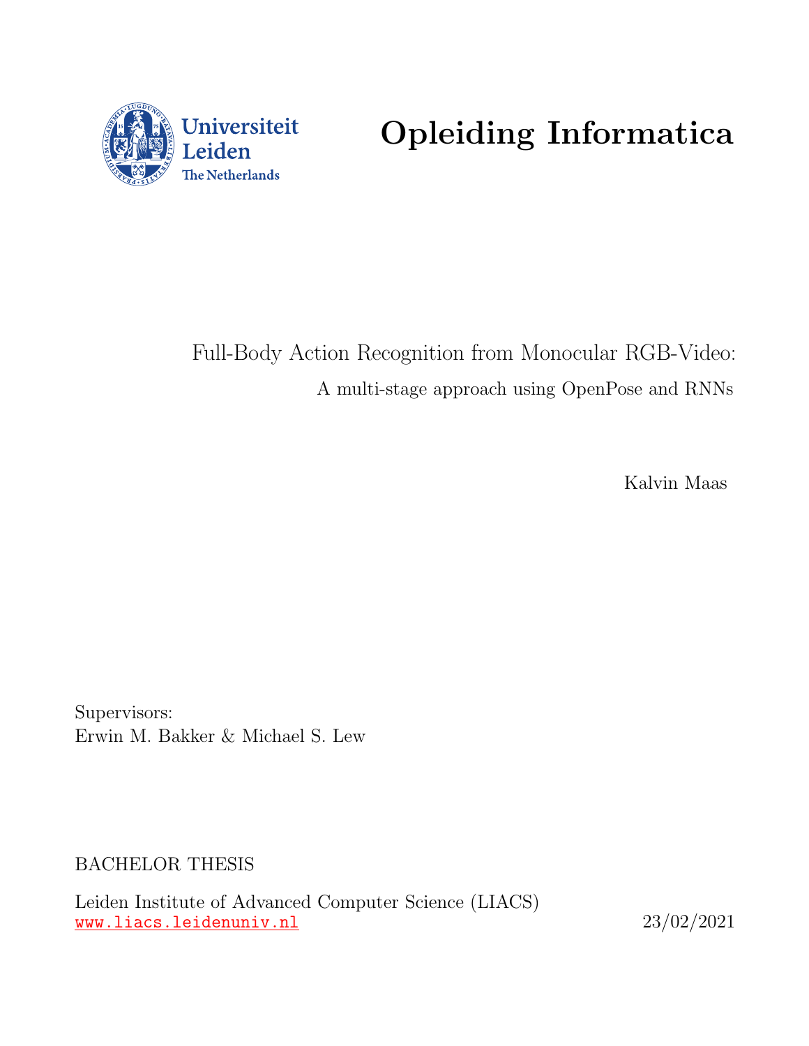Universiteit Leiden
The Netherlands

# Opleiding Informatica

Full-Body Action Recognition from Monocular RGB-Video:

A multi-stage approach using OpenPose and RNNs

Kalvin Maas

Supervisors:
Erwin M. Bakker & Michael S. Lew

BACHELOR THESIS

Leiden Institute of Advanced Computer Science (LIACS)
www.liacs.leidenuniv.nl

23/02/2021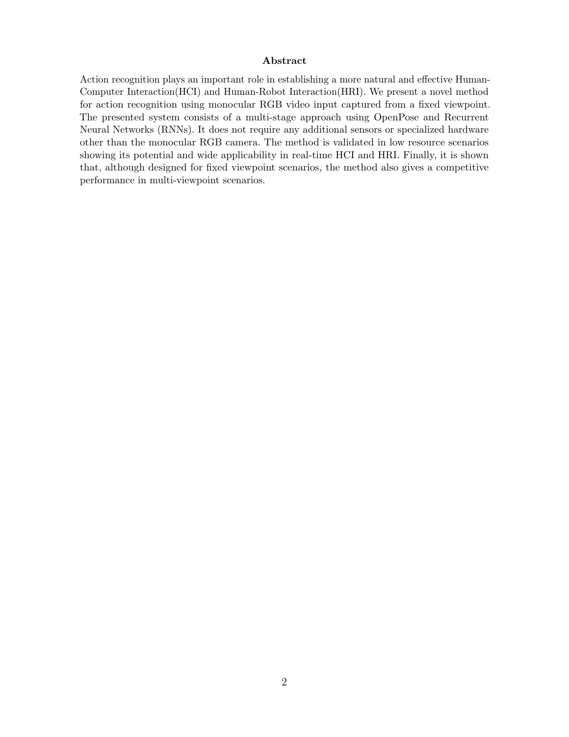## Abstract

Action recognition plays an important role in establishing a more natural and effective Human-Computer Interaction(HCI) and Human-Robot Interaction(HRI). We present a novel method for action recognition using monocular RGB video input captured from a fixed viewpoint. The presented system consists of a multi-stage approach using OpenPose and Recurrent Neural Networks (RNNs). It does not require any additional sensors or specialized hardware other than the monocular RGB camera. The method is validated in low resource scenarios showing its potential and wide applicability in real-time HCI and HRI. Finally, it is shown that, although designed for fixed viewpoint scenarios, the method also gives a competitive performance in multi-viewpoint scenarios.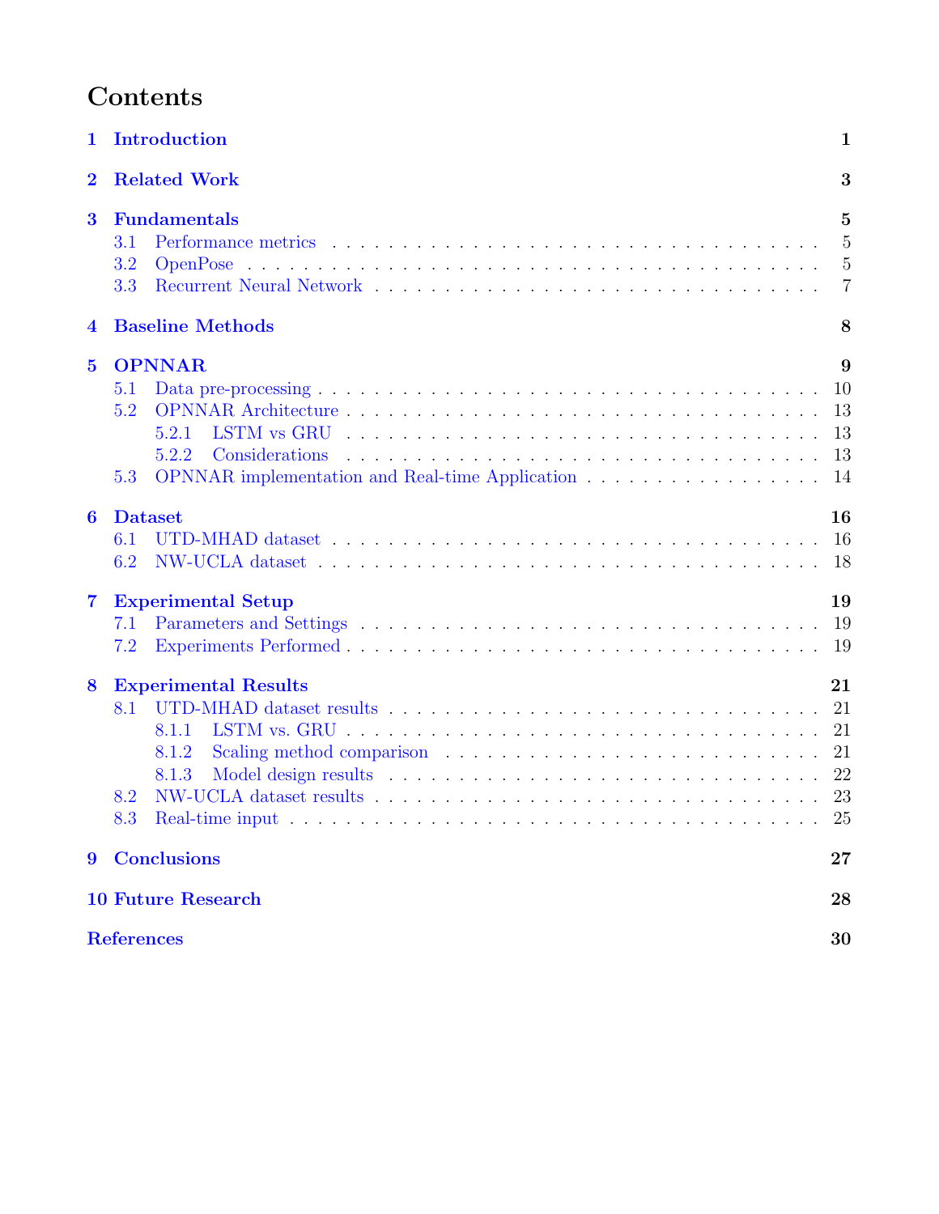# Contents

**1 Introduction** **1**

**2 Related Work** **3**

**3 Fundamentals** **5**

- 3.1 Performance metrics . . . 5
- 3.2 OpenPose . . . 5
- 3.3 Recurrent Neural Network . . . 7

**4 Baseline Methods** **8**

**5 OPNNAR** **9**

- 5.1 Data pre-processing . . . 10
- 5.2 OPNNAR Architecture . . . 13
  - 5.2.1 LSTM vs GRU . . . 13
  - 5.2.2 Considerations . . . 13
- 5.3 OPNNAR implementation and Real-time Application . . . 14

**6 Dataset** **16**

- 6.1 UTD-MHAD dataset . . . 16
- 6.2 NW-UCLA dataset . . . 18

**7 Experimental Setup** **19**

- 7.1 Parameters and Settings . . . 19
- 7.2 Experiments Performed . . . 19

**8 Experimental Results** **21**

- 8.1 UTD-MHAD dataset results . . . 21
  - 8.1.1 LSTM vs. GRU . . . 21
  - 8.1.2 Scaling method comparison . . . 21
  - 8.1.3 Model design results . . . 22
- 8.2 NW-UCLA dataset results . . . 23
- 8.3 Real-time input . . . 25

**9 Conclusions** **27**

**10 Future Research** **28**

**References** **30**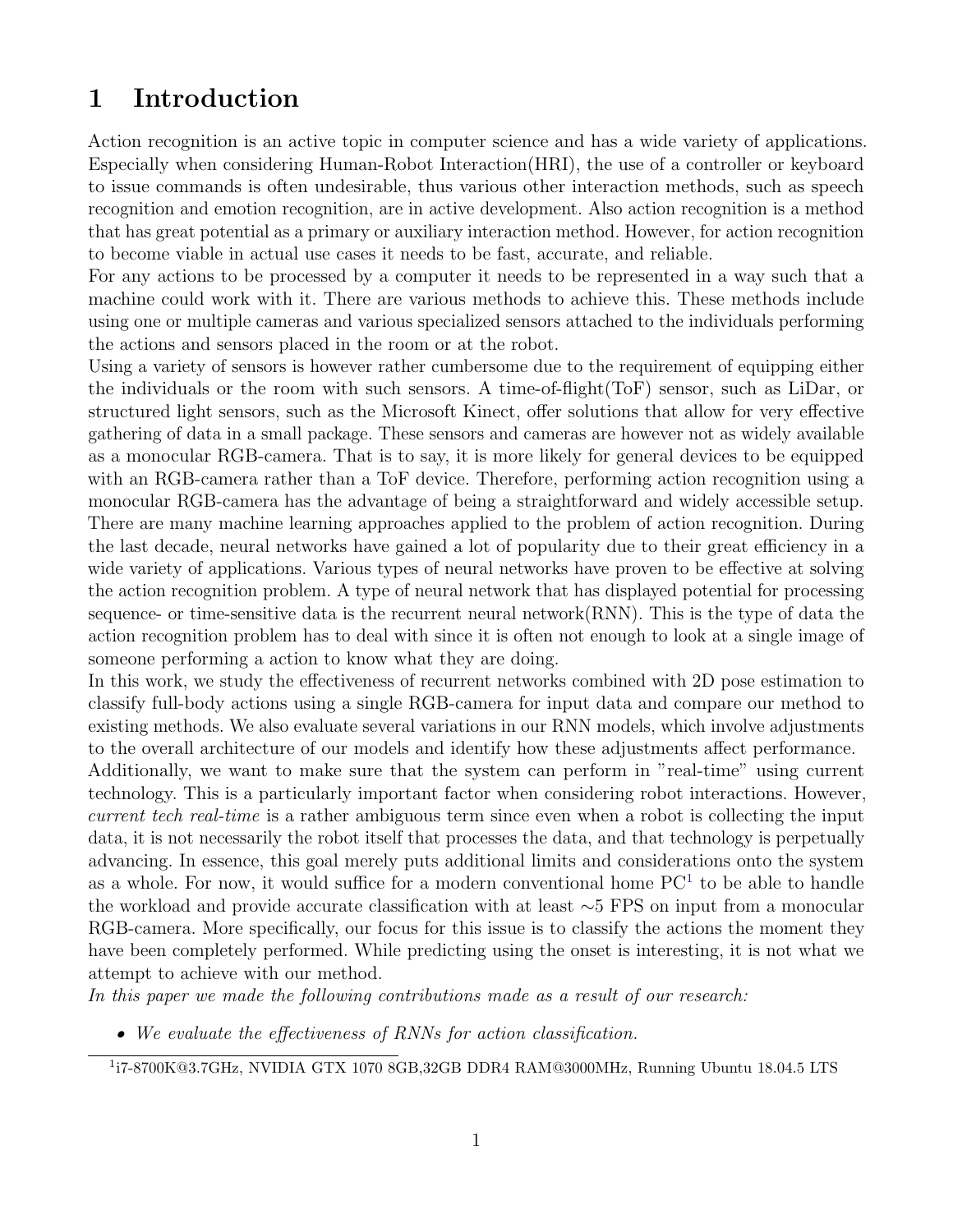# 1 Introduction

Action recognition is an active topic in computer science and has a wide variety of applications. Especially when considering Human-Robot Interaction(HRI), the use of a controller or keyboard to issue commands is often undesirable, thus various other interaction methods, such as speech recognition and emotion recognition, are in active development. Also action recognition is a method that has great potential as a primary or auxiliary interaction method. However, for action recognition to become viable in actual use cases it needs to be fast, accurate, and reliable.

For any actions to be processed by a computer it needs to be represented in a way such that a machine could work with it. There are various methods to achieve this. These methods include using one or multiple cameras and various specialized sensors attached to the individuals performing the actions and sensors placed in the room or at the robot.

Using a variety of sensors is however rather cumbersome due to the requirement of equipping either the individuals or the room with such sensors. A time-of-flight(ToF) sensor, such as LiDar, or structured light sensors, such as the Microsoft Kinect, offer solutions that allow for very effective gathering of data in a small package. These sensors and cameras are however not as widely available as a monocular RGB-camera. That is to say, it is more likely for general devices to be equipped with an RGB-camera rather than a ToF device. Therefore, performing action recognition using a monocular RGB-camera has the advantage of being a straightforward and widely accessible setup.

There are many machine learning approaches applied to the problem of action recognition. During the last decade, neural networks have gained a lot of popularity due to their great efficiency in a wide variety of applications. Various types of neural networks have proven to be effective at solving the action recognition problem. A type of neural network that has displayed potential for processing sequence- or time-sensitive data is the recurrent neural network(RNN). This is the type of data the action recognition problem has to deal with since it is often not enough to look at a single image of someone performing a action to know what they are doing.

In this work, we study the effectiveness of recurrent networks combined with 2D pose estimation to classify full-body actions using a single RGB-camera for input data and compare our method to existing methods. We also evaluate several variations in our RNN models, which involve adjustments to the overall architecture of our models and identify how these adjustments affect performance.

Additionally, we want to make sure that the system can perform in "real-time" using current technology. This is a particularly important factor when considering robot interactions. However, *current tech real-time* is a rather ambiguous term since even when a robot is collecting the input data, it is not necessarily the robot itself that processes the data, and that technology is perpetually advancing. In essence, this goal merely puts additional limits and considerations onto the system as a whole. For now, it would suffice for a modern conventional home PC[1] to be able to handle the workload and provide accurate classification with at least ∼5 FPS on input from a monocular RGB-camera. More specifically, our focus for this issue is to classify the actions the moment they have been completely performed. While predicting using the onset is interesting, it is not what we attempt to achieve with our method.

*In this paper we made the following contributions made as a result of our research:*

- *We evaluate the effectiveness of RNNs for action classification.*

[1] i7-8700K@3.7GHz, NVIDIA GTX 1070 8GB,32GB DDR4 RAM@3000MHz, Running Ubuntu 18.04.5 LTS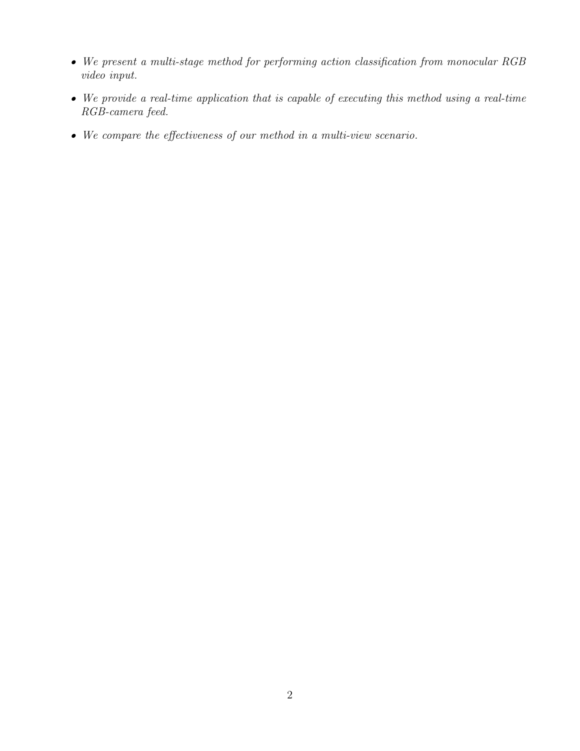- *We present a multi-stage method for performing action classification from monocular RGB video input.*
- *We provide a real-time application that is capable of executing this method using a real-time RGB-camera feed.*
- *We compare the effectiveness of our method in a multi-view scenario.*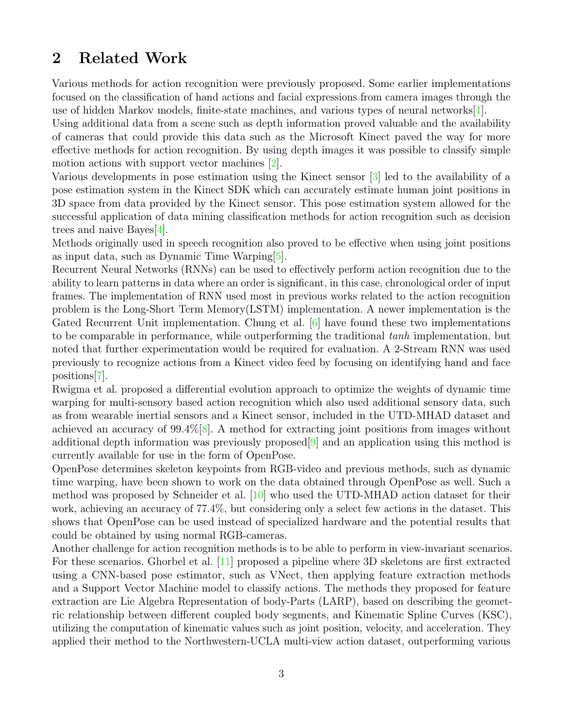## 2 Related Work

Various methods for action recognition were previously proposed. Some earlier implementations focused on the classification of hand actions and facial expressions from camera images through the use of hidden Markov models, finite-state machines, and various types of neural networks[1].
Using additional data from a scene such as depth information proved valuable and the availability of cameras that could provide this data such as the Microsoft Kinect paved the way for more effective methods for action recognition. By using depth images it was possible to classify simple motion actions with support vector machines [2].
Various developments in pose estimation using the Kinect sensor [3] led to the availability of a pose estimation system in the Kinect SDK which can accurately estimate human joint positions in 3D space from data provided by the Kinect sensor. This pose estimation system allowed for the successful application of data mining classification methods for action recognition such as decision trees and naive Bayes[4].
Methods originally used in speech recognition also proved to be effective when using joint positions as input data, such as Dynamic Time Warping[5].
Recurrent Neural Networks (RNNs) can be used to effectively perform action recognition due to the ability to learn patterns in data where an order is significant, in this case, chronological order of input frames. The implementation of RNN used most in previous works related to the action recognition problem is the Long-Short Term Memory(LSTM) implementation. A newer implementation is the Gated Recurrent Unit implementation. Chung et al. [6] have found these two implementations to be comparable in performance, while outperforming the traditional *tanh* implementation, but noted that further experimentation would be required for evaluation. A 2-Stream RNN was used previously to recognize actions from a Kinect video feed by focusing on identifying hand and face positions[7].
Rwigma et al. proposed a differential evolution approach to optimize the weights of dynamic time warping for multi-sensory based action recognition which also used additional sensory data, such as from wearable inertial sensors and a Kinect sensor, included in the UTD-MHAD dataset and achieved an accuracy of 99.4%[8]. A method for extracting joint positions from images without additional depth information was previously proposed[9] and an application using this method is currently available for use in the form of OpenPose.
OpenPose determines skeleton keypoints from RGB-video and previous methods, such as dynamic time warping, have been shown to work on the data obtained through OpenPose as well. Such a method was proposed by Schneider et al. [10] who used the UTD-MHAD action dataset for their work, achieving an accuracy of 77.4%, but considering only a select few actions in the dataset. This shows that OpenPose can be used instead of specialized hardware and the potential results that could be obtained by using normal RGB-cameras.
Another challenge for action recognition methods is to be able to perform in view-invariant scenarios. For these scenarios. Ghorbel et al. [11] proposed a pipeline where 3D skeletons are first extracted using a CNN-based pose estimator, such as VNect, then applying feature extraction methods and a Support Vector Machine model to classify actions. The methods they proposed for feature extraction are Lie Algebra Representation of body-Parts (LARP), based on describing the geometric relationship between different coupled body segments, and Kinematic Spline Curves (KSC), utilizing the computation of kinematic values such as joint position, velocity, and acceleration. They applied their method to the Northwestern-UCLA multi-view action dataset, outperforming various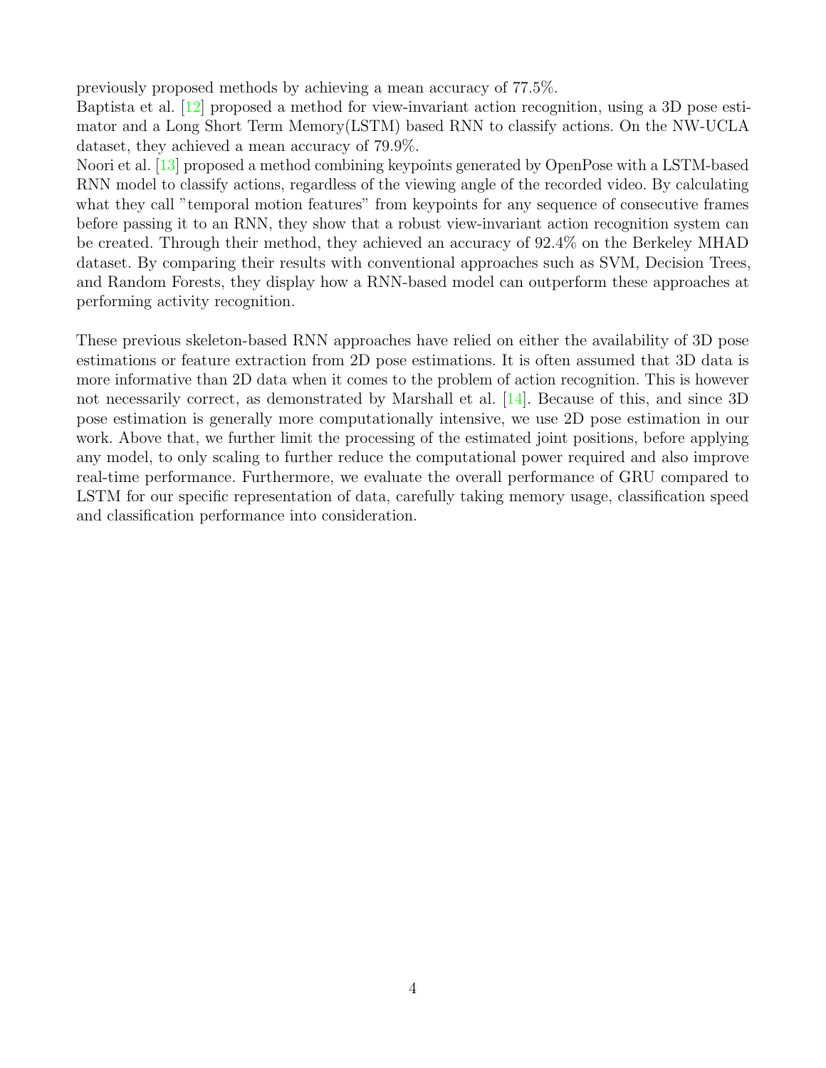previously proposed methods by achieving a mean accuracy of 77.5%.
Baptista et al. [12] proposed a method for view-invariant action recognition, using a 3D pose estimator and a Long Short Term Memory(LSTM) based RNN to classify actions. On the NW-UCLA dataset, they achieved a mean accuracy of 79.9%.
Noori et al. [13] proposed a method combining keypoints generated by OpenPose with a LSTM-based RNN model to classify actions, regardless of the viewing angle of the recorded video. By calculating what they call "temporal motion features" from keypoints for any sequence of consecutive frames before passing it to an RNN, they show that a robust view-invariant action recognition system can be created. Through their method, they achieved an accuracy of 92.4% on the Berkeley MHAD dataset. By comparing their results with conventional approaches such as SVM, Decision Trees, and Random Forests, they display how a RNN-based model can outperform these approaches at performing activity recognition.

These previous skeleton-based RNN approaches have relied on either the availability of 3D pose estimations or feature extraction from 2D pose estimations. It is often assumed that 3D data is more informative than 2D data when it comes to the problem of action recognition. This is however not necessarily correct, as demonstrated by Marshall et al. [14]. Because of this, and since 3D pose estimation is generally more computationally intensive, we use 2D pose estimation in our work. Above that, we further limit the processing of the estimated joint positions, before applying any model, to only scaling to further reduce the computational power required and also improve real-time performance. Furthermore, we evaluate the overall performance of GRU compared to LSTM for our specific representation of data, carefully taking memory usage, classification speed and classification performance into consideration.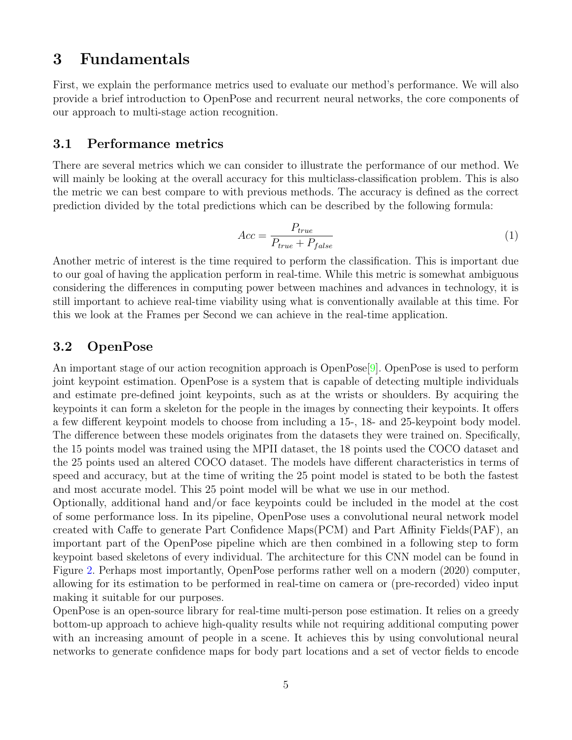# 3 Fundamentals

First, we explain the performance metrics used to evaluate our method's performance. We will also provide a brief introduction to OpenPose and recurrent neural networks, the core components of our approach to multi-stage action recognition.

## 3.1 Performance metrics

There are several metrics which we can consider to illustrate the performance of our method. We will mainly be looking at the overall accuracy for this multiclass-classification problem. This is also the metric we can best compare to with previous methods. The accuracy is defined as the correct prediction divided by the total predictions which can be described by the following formula:

$$Acc = \frac{P_{true}}{P_{true} + P_{false}} \tag{1}$$

Another metric of interest is the time required to perform the classification. This is important due to our goal of having the application perform in real-time. While this metric is somewhat ambiguous considering the differences in computing power between machines and advances in technology, it is still important to achieve real-time viability using what is conventionally available at this time. For this we look at the Frames per Second we can achieve in the real-time application.

## 3.2 OpenPose

An important stage of our action recognition approach is OpenPose[9]. OpenPose is used to perform joint keypoint estimation. OpenPose is a system that is capable of detecting multiple individuals and estimate pre-defined joint keypoints, such as at the wrists or shoulders. By acquiring the keypoints it can form a skeleton for the people in the images by connecting their keypoints. It offers a few different keypoint models to choose from including a 15-, 18- and 25-keypoint body model. The difference between these models originates from the datasets they were trained on. Specifically, the 15 points model was trained using the MPII dataset, the 18 points used the COCO dataset and the 25 points used an altered COCO dataset. The models have different characteristics in terms of speed and accuracy, but at the time of writing the 25 point model is stated to be both the fastest and most accurate model. This 25 point model will be what we use in our method.
Optionally, additional hand and/or face keypoints could be included in the model at the cost of some performance loss. In its pipeline, OpenPose uses a convolutional neural network model created with Caffe to generate Part Confidence Maps(PCM) and Part Affinity Fields(PAF), an important part of the OpenPose pipeline which are then combined in a following step to form keypoint based skeletons of every individual. The architecture for this CNN model can be found in Figure 2. Perhaps most importantly, OpenPose performs rather well on a modern (2020) computer, allowing for its estimation to be performed in real-time on camera or (pre-recorded) video input making it suitable for our purposes.
OpenPose is an open-source library for real-time multi-person pose estimation. It relies on a greedy bottom-up approach to achieve high-quality results while not requiring additional computing power with an increasing amount of people in a scene. It achieves this by using convolutional neural networks to generate confidence maps for body part locations and a set of vector fields to encode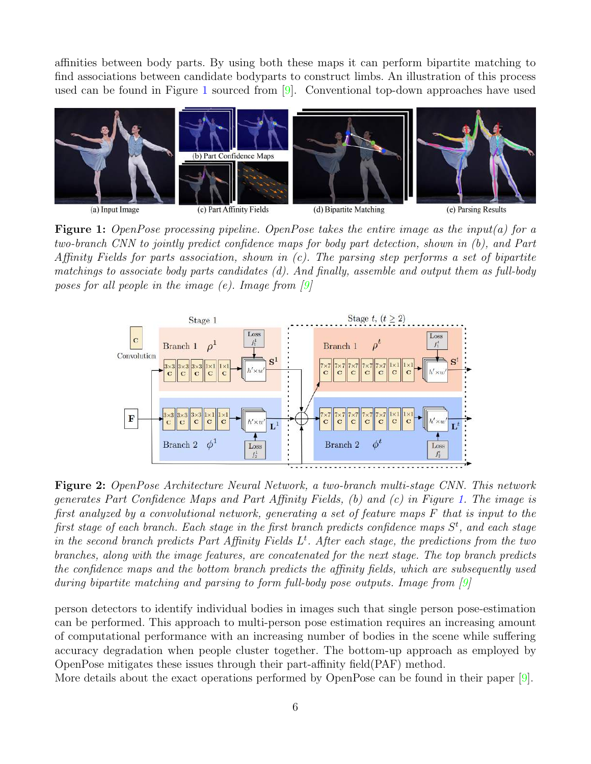affinities between body parts. By using both these maps it can perform bipartite matching to find associations between candidate bodyparts to construct limbs. An illustration of this process used can be found in Figure 1 sourced from [9]. Conventional top-down approaches have used

**Figure 1:** *OpenPose processing pipeline. OpenPose takes the entire image as the input(a) for a two-branch CNN to jointly predict confidence maps for body part detection, shown in (b), and Part Affinity Fields for parts association, shown in (c). The parsing step performs a set of bipartite matchings to associate body parts candidates (d). And finally, assemble and output them as full-body poses for all people in the image (e). Image from [9]*

**Figure 2:** *OpenPose Architecture Neural Network, a two-branch multi-stage CNN. This network generates Part Confidence Maps and Part Affinity Fields, (b) and (c) in Figure 1. The image is first analyzed by a convolutional network, generating a set of feature maps F that is input to the first stage of each branch. Each stage in the first branch predicts confidence maps $S^t$, and each stage in the second branch predicts Part Affinity Fields $L^t$. After each stage, the predictions from the two branches, along with the image features, are concatenated for the next stage. The top branch predicts the confidence maps and the bottom branch predicts the affinity fields, which are subsequently used during bipartite matching and parsing to form full-body pose outputs. Image from [9]*

person detectors to identify individual bodies in images such that single person pose-estimation can be performed. This approach to multi-person pose estimation requires an increasing amount of computational performance with an increasing number of bodies in the scene while suffering accuracy degradation when people cluster together. The bottom-up approach as employed by OpenPose mitigates these issues through their part-affinity field(PAF) method.
More details about the exact operations performed by OpenPose can be found in their paper [9].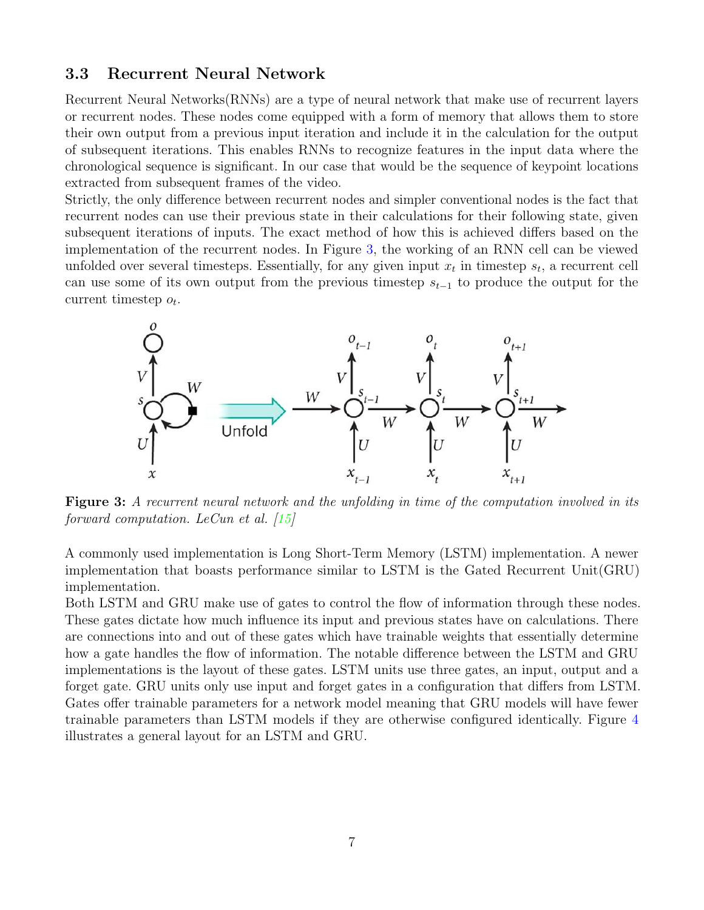### 3.3 Recurrent Neural Network

Recurrent Neural Networks(RNNs) are a type of neural network that make use of recurrent layers or recurrent nodes. These nodes come equipped with a form of memory that allows them to store their own output from a previous input iteration and include it in the calculation for the output of subsequent iterations. This enables RNNs to recognize features in the input data where the chronological sequence is significant. In our case that would be the sequence of keypoint locations extracted from subsequent frames of the video.

Strictly, the only difference between recurrent nodes and simpler conventional nodes is the fact that recurrent nodes can use their previous state in their calculations for their following state, given subsequent iterations of inputs. The exact method of how this is achieved differs based on the implementation of the recurrent nodes. In Figure 3, the working of an RNN cell can be viewed unfolded over several timesteps. Essentially, for any given input $x_t$ in timestep $s_t$, a recurrent cell can use some of its own output from the previous timestep $s_{t-1}$ to produce the output for the current timestep $o_t$.

**Figure 3:** *A recurrent neural network and the unfolding in time of the computation involved in its forward computation. LeCun et al. [15]*

A commonly used implementation is Long Short-Term Memory (LSTM) implementation. A newer implementation that boasts performance similar to LSTM is the Gated Recurrent Unit(GRU) implementation.

Both LSTM and GRU make use of gates to control the flow of information through these nodes. These gates dictate how much influence its input and previous states have on calculations. There are connections into and out of these gates which have trainable weights that essentially determine how a gate handles the flow of information. The notable difference between the LSTM and GRU implementations is the layout of these gates. LSTM units use three gates, an input, output and a forget gate. GRU units only use input and forget gates in a configuration that differs from LSTM. Gates offer trainable parameters for a network model meaning that GRU models will have fewer trainable parameters than LSTM models if they are otherwise configured identically. Figure 4 illustrates a general layout for an LSTM and GRU.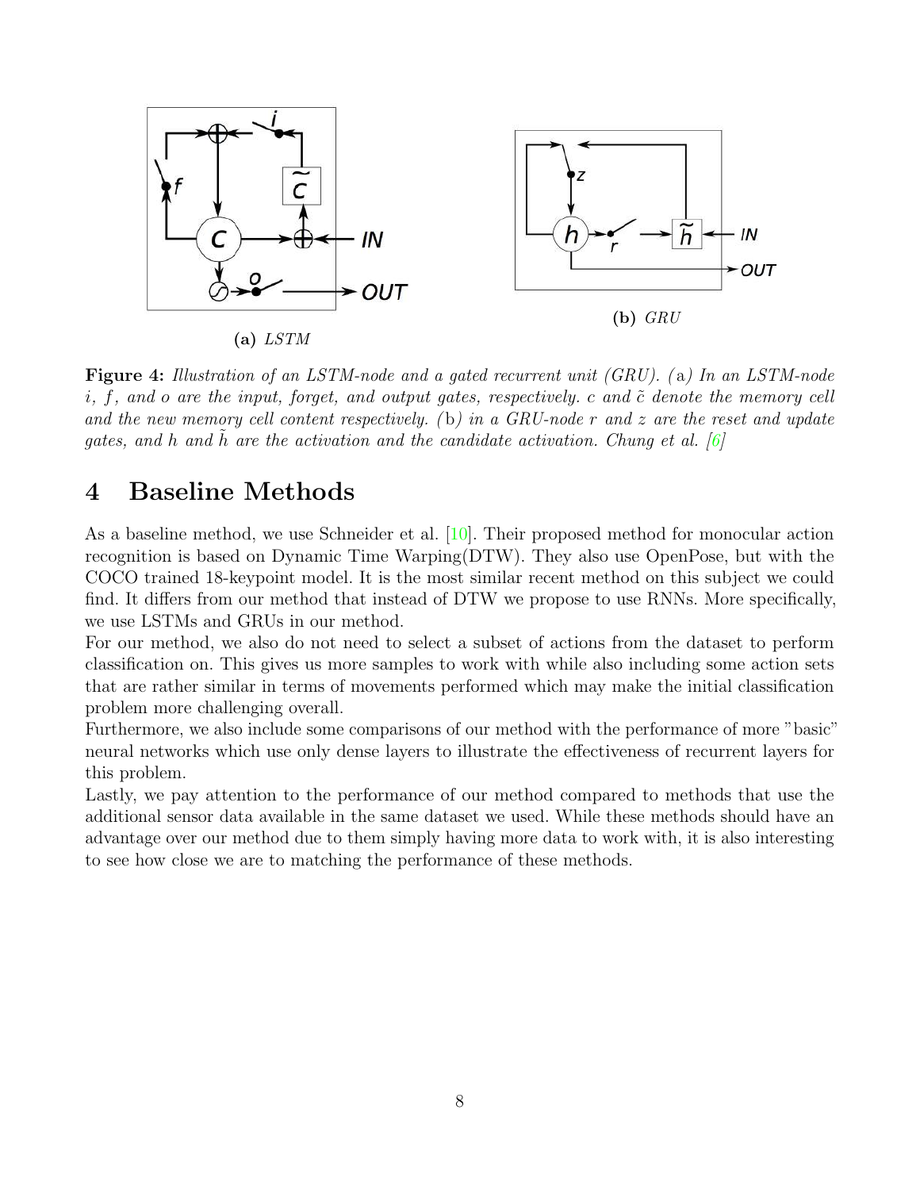(a) *LSTM*

(b) *GRU*

**Figure 4:** *Illustration of an LSTM-node and a gated recurrent unit (GRU). (*a*) In an LSTM-node $i$, $f$, and $o$ are the input, forget, and output gates, respectively. $c$ and $\tilde{c}$ denote the memory cell and the new memory cell content respectively. (*b*) in a GRU-node $r$ and $z$ are the reset and update gates, and $h$ and $\tilde{h}$ are the activation and the candidate activation. Chung et al. [6]*

# 4 Baseline Methods

As a baseline method, we use Schneider et al. [10]. Their proposed method for monocular action recognition is based on Dynamic Time Warping(DTW). They also use OpenPose, but with the COCO trained 18-keypoint model. It is the most similar recent method on this subject we could find. It differs from our method that instead of DTW we propose to use RNNs. More specifically, we use LSTMs and GRUs in our method.

For our method, we also do not need to select a subset of actions from the dataset to perform classification on. This gives us more samples to work with while also including some action sets that are rather similar in terms of movements performed which may make the initial classification problem more challenging overall.

Furthermore, we also include some comparisons of our method with the performance of more "basic" neural networks which use only dense layers to illustrate the effectiveness of recurrent layers for this problem.

Lastly, we pay attention to the performance of our method compared to methods that use the additional sensor data available in the same dataset we used. While these methods should have an advantage over our method due to them simply having more data to work with, it is also interesting to see how close we are to matching the performance of these methods.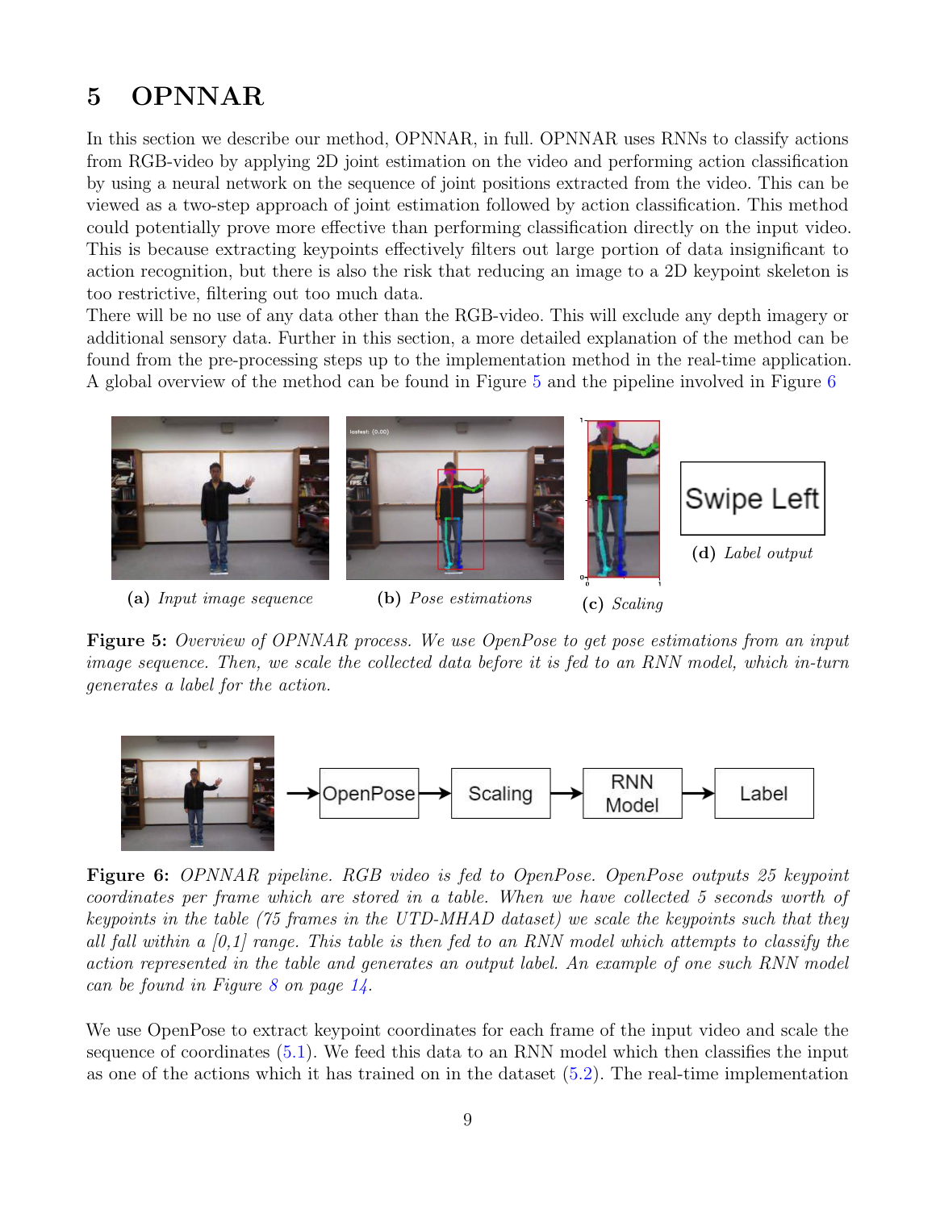# 5 OPNNAR

In this section we describe our method, OPNNAR, in full. OPNNAR uses RNNs to classify actions from RGB-video by applying 2D joint estimation on the video and performing action classification by using a neural network on the sequence of joint positions extracted from the video. This can be viewed as a two-step approach of joint estimation followed by action classification. This method could potentially prove more effective than performing classification directly on the input video. This is because extracting keypoints effectively filters out large portion of data insignificant to action recognition, but there is also the risk that reducing an image to a 2D keypoint skeleton is too restrictive, filtering out too much data.

There will be no use of any data other than the RGB-video. This will exclude any depth imagery or additional sensory data. Further in this section, a more detailed explanation of the method can be found from the pre-processing steps up to the implementation method in the real-time application. A global overview of the method can be found in Figure 5 and the pipeline involved in Figure 6

**(a)** *Input image sequence* **(b)** *Pose estimations* **(c)** *Scaling* **(d)** *Label output*

**Figure 5:** *Overview of OPNNAR process. We use OpenPose to get pose estimations from an input image sequence. Then, we scale the collected data before it is fed to an RNN model, which in-turn generates a label for the action.*

**Figure 6:** *OPNNAR pipeline. RGB video is fed to OpenPose. OpenPose outputs 25 keypoint coordinates per frame which are stored in a table. When we have collected 5 seconds worth of keypoints in the table (75 frames in the UTD-MHAD dataset) we scale the keypoints such that they all fall within a [0,1] range. This table is then fed to an RNN model which attempts to classify the action represented in the table and generates an output label. An example of one such RNN model can be found in Figure 8 on page 14.*

We use OpenPose to extract keypoint coordinates for each frame of the input video and scale the sequence of coordinates (5.1). We feed this data to an RNN model which then classifies the input as one of the actions which it has trained on in the dataset (5.2). The real-time implementation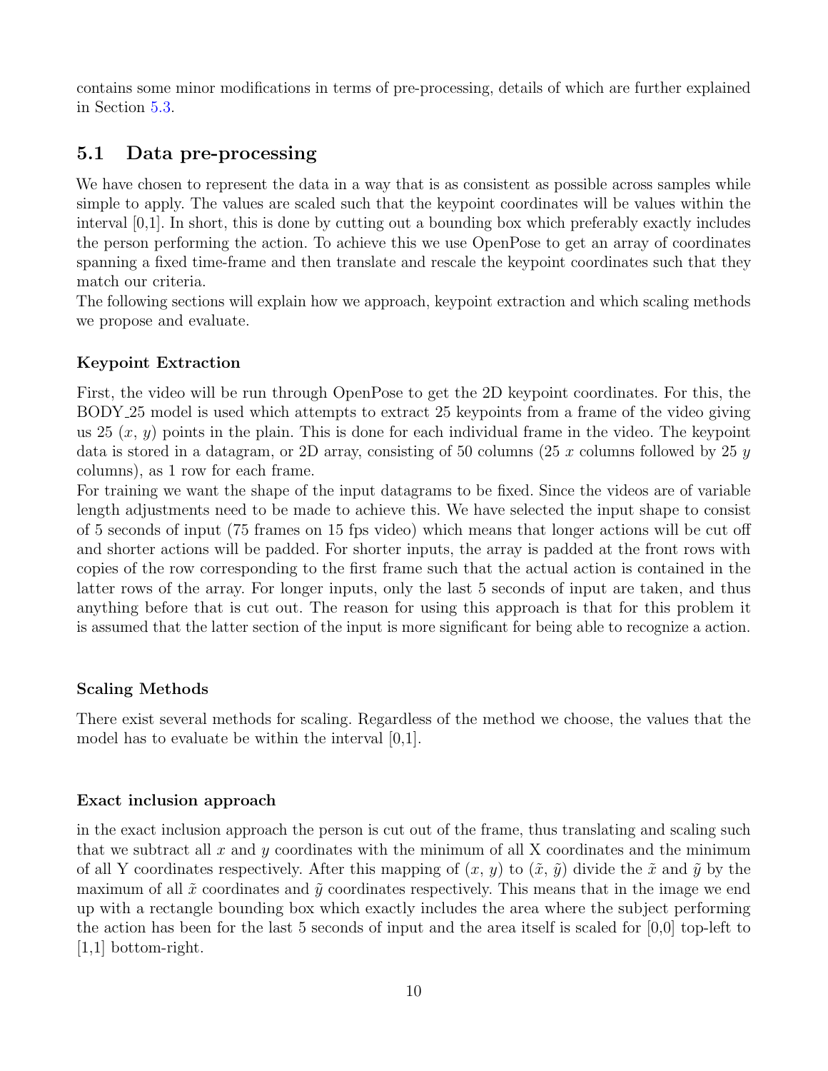contains some minor modifications in terms of pre-processing, details of which are further explained in Section 5.3.

## 5.1 Data pre-processing

We have chosen to represent the data in a way that is as consistent as possible across samples while simple to apply. The values are scaled such that the keypoint coordinates will be values within the interval [0,1]. In short, this is done by cutting out a bounding box which preferably exactly includes the person performing the action. To achieve this we use OpenPose to get an array of coordinates spanning a fixed time-frame and then translate and rescale the keypoint coordinates such that they match our criteria.
The following sections will explain how we approach, keypoint extraction and which scaling methods we propose and evaluate.

#### Keypoint Extraction

First, the video will be run through OpenPose to get the 2D keypoint coordinates. For this, the BODY_25 model is used which attempts to extract 25 keypoints from a frame of the video giving us 25 $(x, y)$ points in the plain. This is done for each individual frame in the video. The keypoint data is stored in a datagram, or 2D array, consisting of 50 columns (25 $x$ columns followed by 25 $y$ columns), as 1 row for each frame.
For training we want the shape of the input datagrams to be fixed. Since the videos are of variable length adjustments need to be made to achieve this. We have selected the input shape to consist of 5 seconds of input (75 frames on 15 fps video) which means that longer actions will be cut off and shorter actions will be padded. For shorter inputs, the array is padded at the front rows with copies of the row corresponding to the first frame such that the actual action is contained in the latter rows of the array. For longer inputs, only the last 5 seconds of input are taken, and thus anything before that is cut out. The reason for using this approach is that for this problem it is assumed that the latter section of the input is more significant for being able to recognize a action.

#### Scaling Methods

There exist several methods for scaling. Regardless of the method we choose, the values that the model has to evaluate be within the interval [0,1].

#### Exact inclusion approach

in the exact inclusion approach the person is cut out of the frame, thus translating and scaling such that we subtract all $x$ and $y$ coordinates with the minimum of all X coordinates and the minimum of all Y coordinates respectively. After this mapping of $(x, y)$ to $(\tilde{x}, \tilde{y})$ divide the $\tilde{x}$ and $\tilde{y}$ by the maximum of all $\tilde{x}$ coordinates and $\tilde{y}$ coordinates respectively. This means that in the image we end up with a rectangle bounding box which exactly includes the area where the subject performing the action has been for the last 5 seconds of input and the area itself is scaled for [0,0] top-left to [1,1] bottom-right.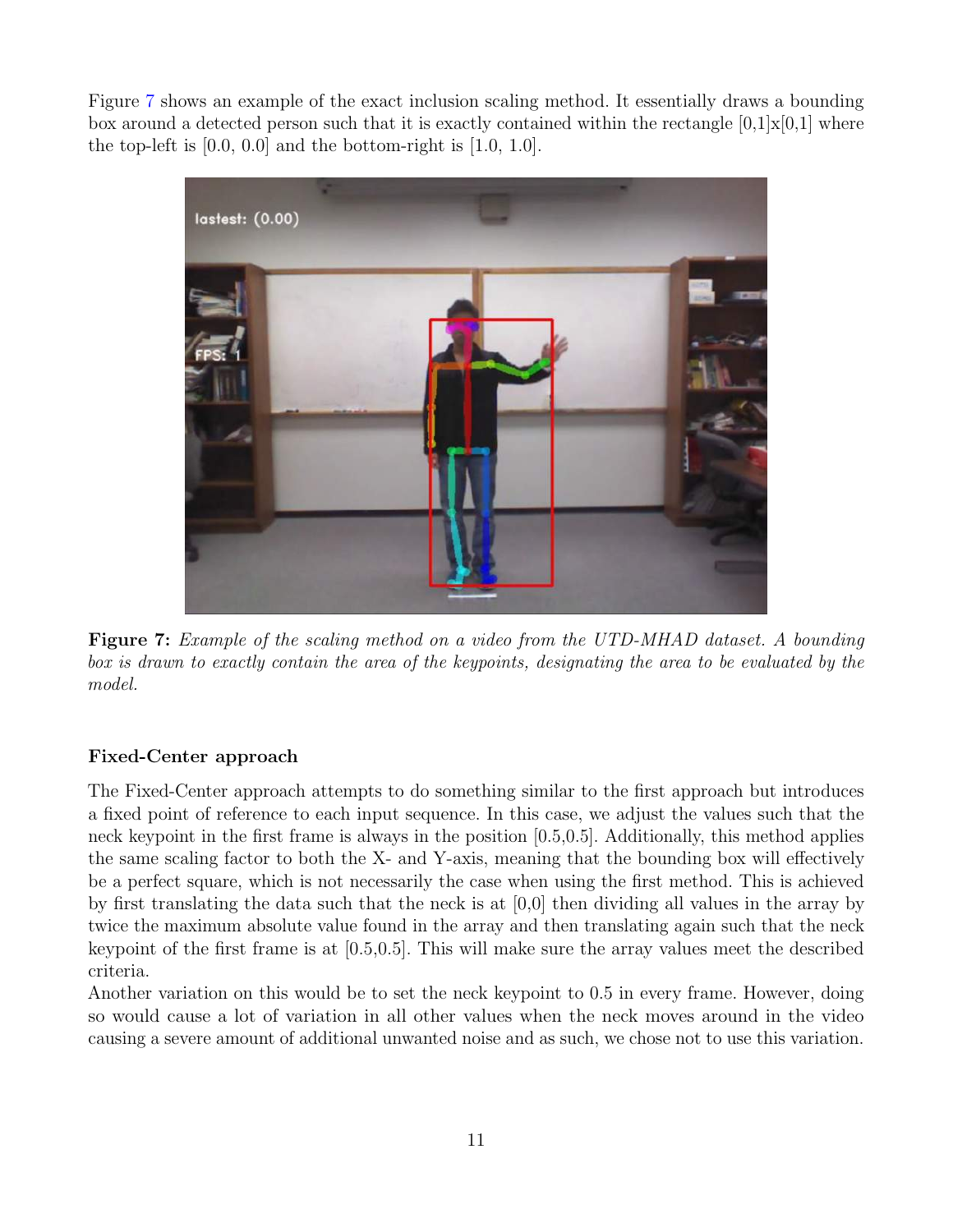Figure 7 shows an example of the exact inclusion scaling method. It essentially draws a bounding box around a detected person such that it is exactly contained within the rectangle [0,1]x[0,1] where the top-left is [0.0, 0.0] and the bottom-right is [1.0, 1.0].

**Figure 7:** *Example of the scaling method on a video from the UTD-MHAD dataset. A bounding box is drawn to exactly contain the area of the keypoints, designating the area to be evaluated by the model.*

### Fixed-Center approach

The Fixed-Center approach attempts to do something similar to the first approach but introduces a fixed point of reference to each input sequence. In this case, we adjust the values such that the neck keypoint in the first frame is always in the position [0.5,0.5]. Additionally, this method applies the same scaling factor to both the X- and Y-axis, meaning that the bounding box will effectively be a perfect square, which is not necessarily the case when using the first method. This is achieved by first translating the data such that the neck is at [0,0] then dividing all values in the array by twice the maximum absolute value found in the array and then translating again such that the neck keypoint of the first frame is at [0.5,0.5]. This will make sure the array values meet the described criteria.

Another variation on this would be to set the neck keypoint to 0.5 in every frame. However, doing so would cause a lot of variation in all other values when the neck moves around in the video causing a severe amount of additional unwanted noise and as such, we chose not to use this variation.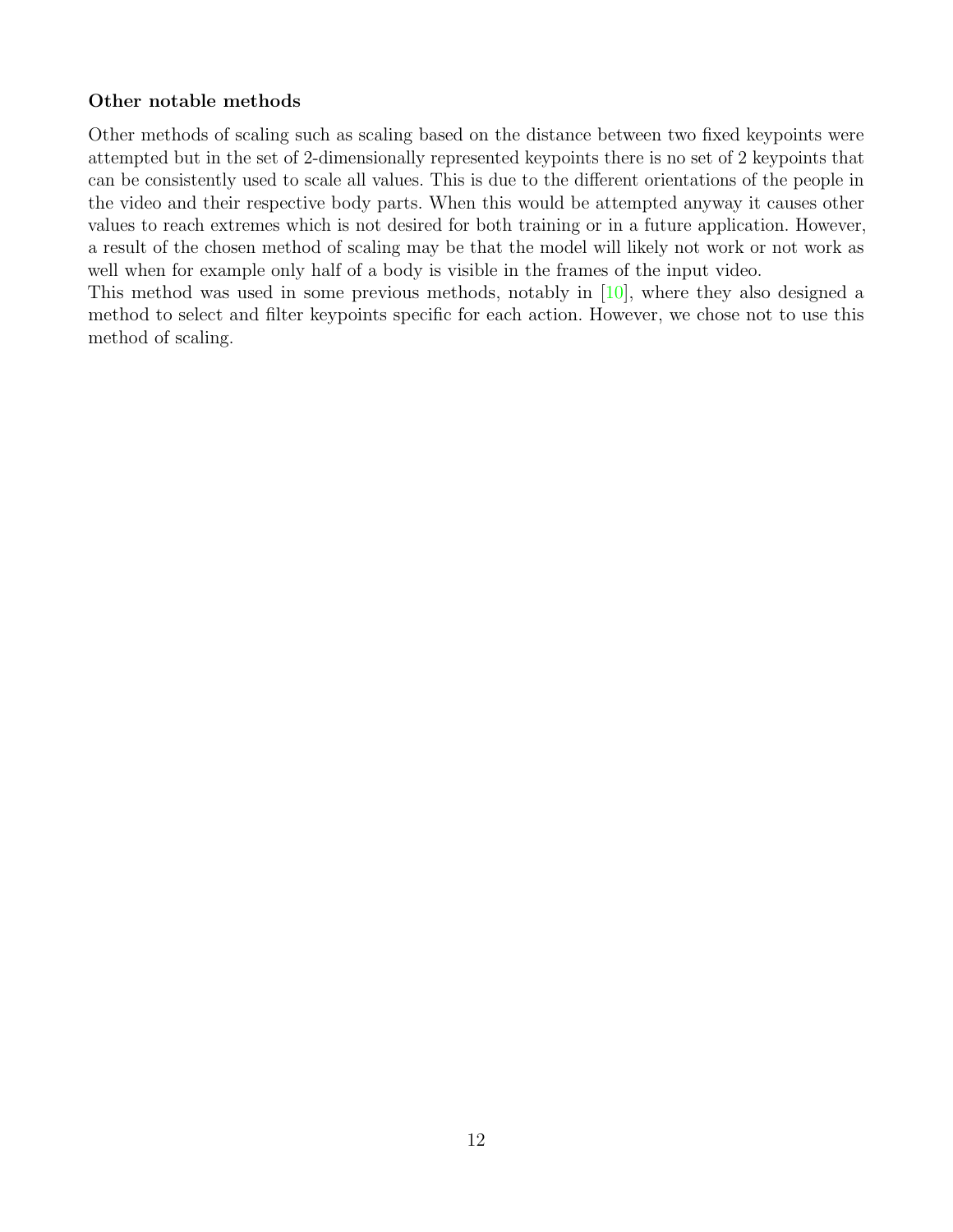### Other notable methods

Other methods of scaling such as scaling based on the distance between two fixed keypoints were attempted but in the set of 2-dimensionally represented keypoints there is no set of 2 keypoints that can be consistently used to scale all values. This is due to the different orientations of the people in the video and their respective body parts. When this would be attempted anyway it causes other values to reach extremes which is not desired for both training or in a future application. However, a result of the chosen method of scaling may be that the model will likely not work or not work as well when for example only half of a body is visible in the frames of the input video.
This method was used in some previous methods, notably in [10], where they also designed a method to select and filter keypoints specific for each action. However, we chose not to use this method of scaling.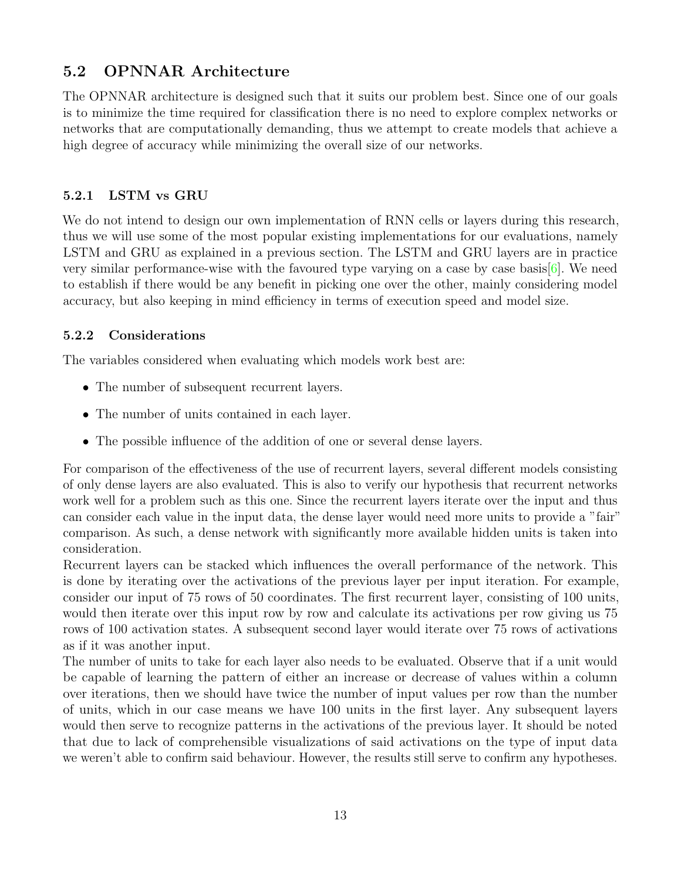## 5.2 OPNNAR Architecture

The OPNNAR architecture is designed such that it suits our problem best. Since one of our goals is to minimize the time required for classification there is no need to explore complex networks or networks that are computationally demanding, thus we attempt to create models that achieve a high degree of accuracy while minimizing the overall size of our networks.

### 5.2.1 LSTM vs GRU

We do not intend to design our own implementation of RNN cells or layers during this research, thus we will use some of the most popular existing implementations for our evaluations, namely LSTM and GRU as explained in a previous section. The LSTM and GRU layers are in practice very similar performance-wise with the favoured type varying on a case by case basis[6]. We need to establish if there would be any benefit in picking one over the other, mainly considering model accuracy, but also keeping in mind efficiency in terms of execution speed and model size.

### 5.2.2 Considerations

The variables considered when evaluating which models work best are:

- The number of subsequent recurrent layers.
- The number of units contained in each layer.
- The possible influence of the addition of one or several dense layers.

For comparison of the effectiveness of the use of recurrent layers, several different models consisting of only dense layers are also evaluated. This is also to verify our hypothesis that recurrent networks work well for a problem such as this one. Since the recurrent layers iterate over the input and thus can consider each value in the input data, the dense layer would need more units to provide a "fair" comparison. As such, a dense network with significantly more available hidden units is taken into consideration.

Recurrent layers can be stacked which influences the overall performance of the network. This is done by iterating over the activations of the previous layer per input iteration. For example, consider our input of 75 rows of 50 coordinates. The first recurrent layer, consisting of 100 units, would then iterate over this input row by row and calculate its activations per row giving us 75 rows of 100 activation states. A subsequent second layer would iterate over 75 rows of activations as if it was another input.

The number of units to take for each layer also needs to be evaluated. Observe that if a unit would be capable of learning the pattern of either an increase or decrease of values within a column over iterations, then we should have twice the number of input values per row than the number of units, which in our case means we have 100 units in the first layer. Any subsequent layers would then serve to recognize patterns in the activations of the previous layer. It should be noted that due to lack of comprehensible visualizations of said activations on the type of input data we weren't able to confirm said behaviour. However, the results still serve to confirm any hypotheses.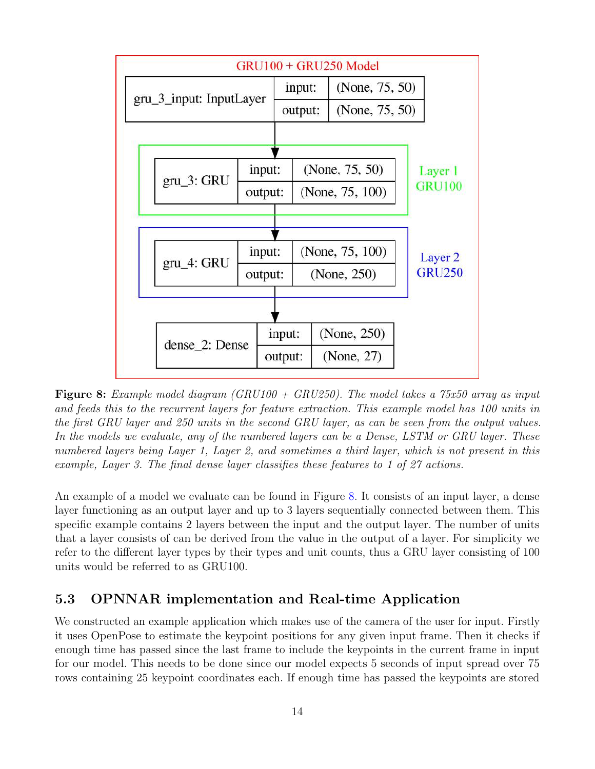GRU100 + GRU250 Model

| gru_3_input: InputLayer | input: | (None, 75, 50) |
| --- | --- | --- |
| | output: | (None, 75, 50) |

Layer 1 GRU100

| gru_3: GRU | input: | (None, 75, 50) |
| --- | --- | --- |
| | output: | (None, 75, 100) |

Layer 2 GRU250

| gru_4: GRU | input: | (None, 75, 100) |
| --- | --- | --- |
| | output: | (None, 250) |

| dense_2: Dense | input: | (None, 250) |
| --- | --- | --- |
| | output: | (None, 27) |

**Figure 8:** *Example model diagram (GRU100 + GRU250). The model takes a 75x50 array as input and feeds this to the recurrent layers for feature extraction. This example model has 100 units in the first GRU layer and 250 units in the second GRU layer, as can be seen from the output values. In the models we evaluate, any of the numbered layers can be a Dense, LSTM or GRU layer. These numbered layers being Layer 1, Layer 2, and sometimes a third layer, which is not present in this example, Layer 3. The final dense layer classifies these features to 1 of 27 actions.*

An example of a model we evaluate can be found in Figure 8. It consists of an input layer, a dense layer functioning as an output layer and up to 3 layers sequentially connected between them. This specific example contains 2 layers between the input and the output layer. The number of units that a layer consists of can be derived from the value in the output of a layer. For simplicity we refer to the different layer types by their types and unit counts, thus a GRU layer consisting of 100 units would be referred to as GRU100.

## 5.3 OPNNAR implementation and Real-time Application

We constructed an example application which makes use of the camera of the user for input. Firstly it uses OpenPose to estimate the keypoint positions for any given input frame. Then it checks if enough time has passed since the last frame to include the keypoints in the current frame in input for our model. This needs to be done since our model expects 5 seconds of input spread over 75 rows containing 25 keypoint coordinates each. If enough time has passed the keypoints are stored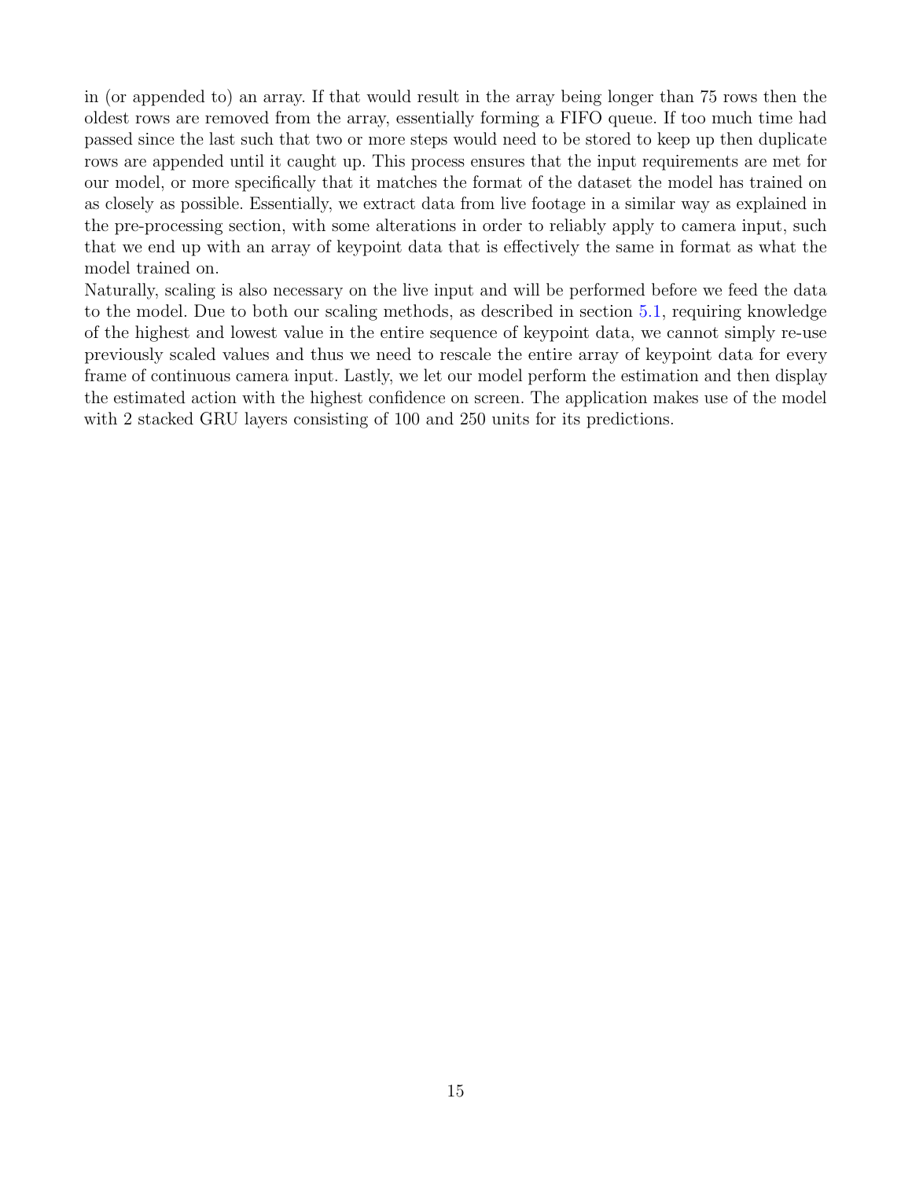in (or appended to) an array. If that would result in the array being longer than 75 rows then the oldest rows are removed from the array, essentially forming a FIFO queue. If too much time had passed since the last such that two or more steps would need to be stored to keep up then duplicate rows are appended until it caught up. This process ensures that the input requirements are met for our model, or more specifically that it matches the format of the dataset the model has trained on as closely as possible. Essentially, we extract data from live footage in a similar way as explained in the pre-processing section, with some alterations in order to reliably apply to camera input, such that we end up with an array of keypoint data that is effectively the same in format as what the model trained on.

Naturally, scaling is also necessary on the live input and will be performed before we feed the data to the model. Due to both our scaling methods, as described in section 5.1, requiring knowledge of the highest and lowest value in the entire sequence of keypoint data, we cannot simply re-use previously scaled values and thus we need to rescale the entire array of keypoint data for every frame of continuous camera input. Lastly, we let our model perform the estimation and then display the estimated action with the highest confidence on screen. The application makes use of the model with 2 stacked GRU layers consisting of 100 and 250 units for its predictions.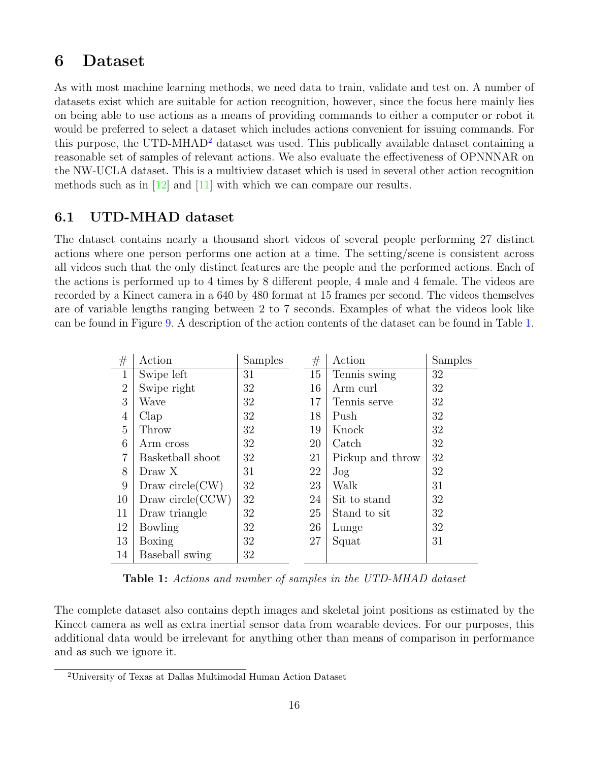# 6 Dataset

As with most machine learning methods, we need data to train, validate and test on. A number of datasets exist which are suitable for action recognition, however, since the focus here mainly lies on being able to use actions as a means of providing commands to either a computer or robot it would be preferred to select a dataset which includes actions convenient for issuing commands. For this purpose, the UTD-MHAD[2] dataset was used. This publically available dataset containing a reasonable set of samples of relevant actions. We also evaluate the effectiveness of OPNNNAR on the NW-UCLA dataset. This is a multiview dataset which is used in several other action recognition methods such as in [12] and [11] with which we can compare our results.

## 6.1 UTD-MHAD dataset

The dataset contains nearly a thousand short videos of several people performing 27 distinct actions where one person performs one action at a time. The setting/scene is consistent across all videos such that the only distinct features are the people and the performed actions. Each of the actions is performed up to 4 times by 8 different people, 4 male and 4 female. The videos are recorded by a Kinect camera in a 640 by 480 format at 15 frames per second. The videos themselves are of variable lengths ranging between 2 to 7 seconds. Examples of what the videos look like can be found in Figure 9. A description of the action contents of the dataset can be found in Table 1.

| # | Action | Samples | # | Action | Samples |
|---|---|---|---|---|---|
| 1 | Swipe left | 31 | 15 | Tennis swing | 32 |
| 2 | Swipe right | 32 | 16 | Arm curl | 32 |
| 3 | Wave | 32 | 17 | Tennis serve | 32 |
| 4 | Clap | 32 | 18 | Push | 32 |
| 5 | Throw | 32 | 19 | Knock | 32 |
| 6 | Arm cross | 32 | 20 | Catch | 32 |
| 7 | Basketball shoot | 32 | 21 | Pickup and throw | 32 |
| 8 | Draw X | 31 | 22 | Jog | 32 |
| 9 | Draw circle(CW) | 32 | 23 | Walk | 31 |
| 10 | Draw circle(CCW) | 32 | 24 | Sit to stand | 32 |
| 11 | Draw triangle | 32 | 25 | Stand to sit | 32 |
| 12 | Bowling | 32 | 26 | Lunge | 32 |
| 13 | Boxing | 32 | 27 | Squat | 31 |
| 14 | Baseball swing | 32 | | | |

**Table 1:** *Actions and number of samples in the UTD-MHAD dataset*

The complete dataset also contains depth images and skeletal joint positions as estimated by the Kinect camera as well as extra inertial sensor data from wearable devices. For our purposes, this additional data would be irrelevant for anything other than means of comparison in performance and as such we ignore it.

[2] University of Texas at Dallas Multimodal Human Action Dataset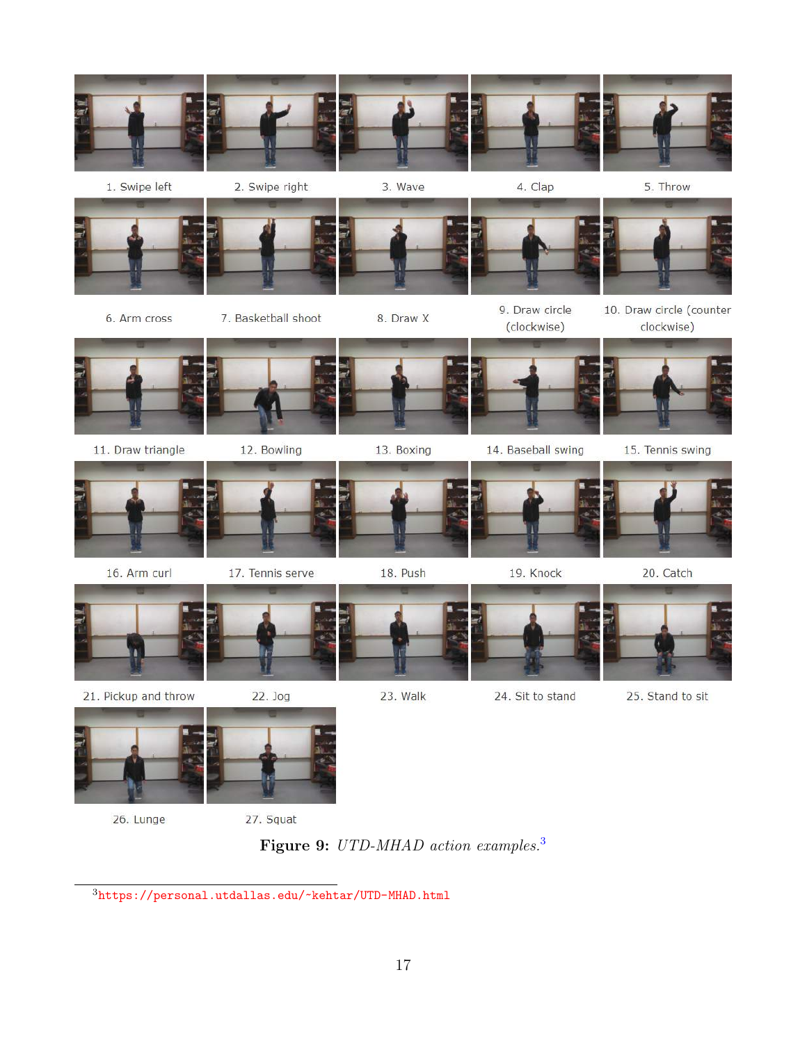1. Swipe left
2. Swipe right
3. Wave
4. Clap
5. Throw
6. Arm cross
7. Basketball shoot
8. Draw X
9. Draw circle (clockwise)
10. Draw circle (counter clockwise)
11. Draw triangle
12. Bowling
13. Boxing
14. Baseball swing
15. Tennis swing
16. Arm curl
17. Tennis serve
18. Push
19. Knock
20. Catch
21. Pickup and throw
22. Jog
23. Walk
24. Sit to stand
25. Stand to sit
26. Lunge
27. Squat

**Figure 9:** *UTD-MHAD action examples.*[3]

[3] https://personal.utdallas.edu/~kehtar/UTD-MHAD.html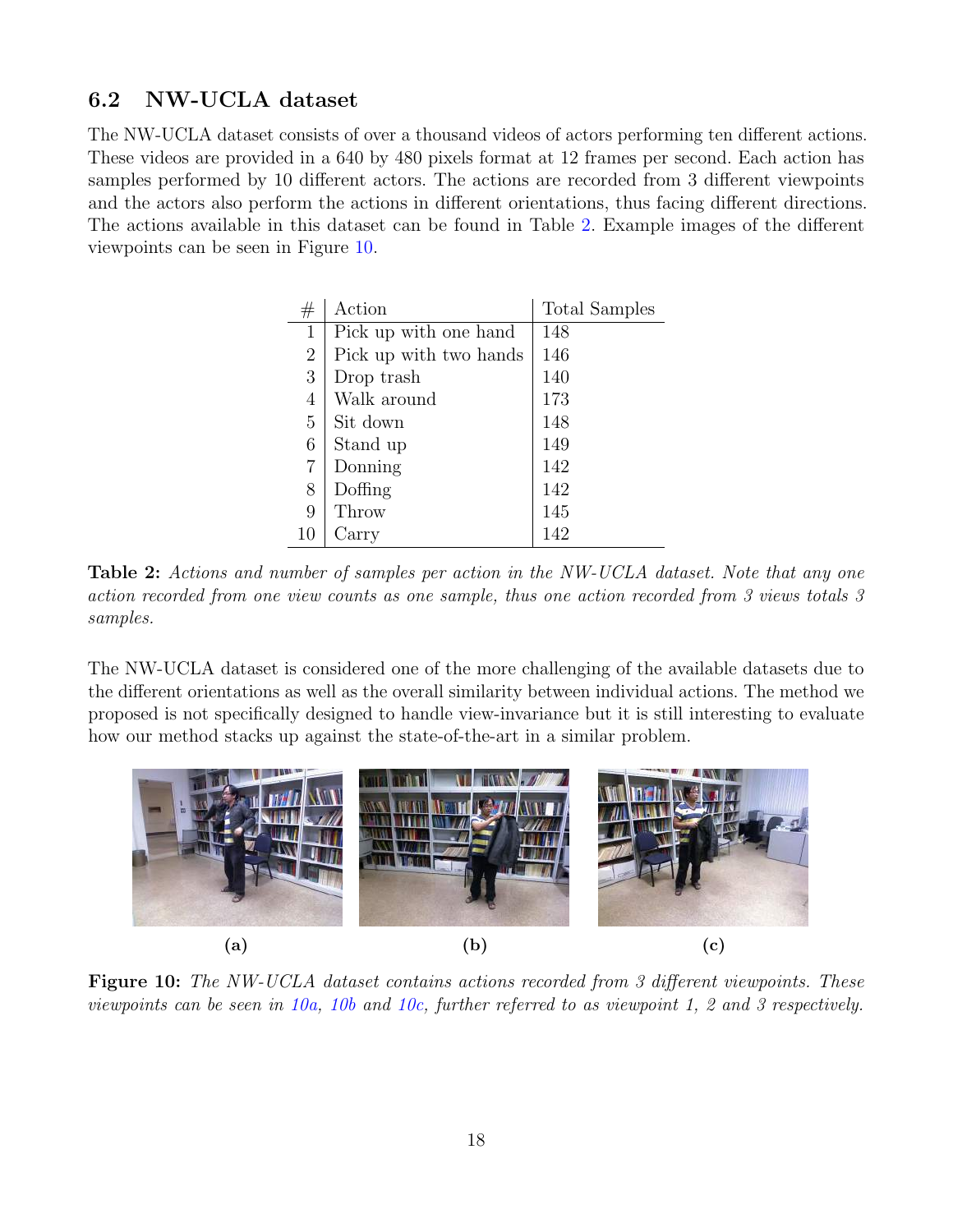## 6.2 NW-UCLA dataset

The NW-UCLA dataset consists of over a thousand videos of actors performing ten different actions. These videos are provided in a 640 by 480 pixels format at 12 frames per second. Each action has samples performed by 10 different actors. The actions are recorded from 3 different viewpoints and the actors also perform the actions in different orientations, thus facing different directions. The actions available in this dataset can be found in Table 2. Example images of the different viewpoints can be seen in Figure 10.

| # | Action | Total Samples |
|---|---|---|
| 1 | Pick up with one hand | 148 |
| 2 | Pick up with two hands | 146 |
| 3 | Drop trash | 140 |
| 4 | Walk around | 173 |
| 5 | Sit down | 148 |
| 6 | Stand up | 149 |
| 7 | Donning | 142 |
| 8 | Doffing | 142 |
| 9 | Throw | 145 |
| 10 | Carry | 142 |

**Table 2:** *Actions and number of samples per action in the NW-UCLA dataset. Note that any one action recorded from one view counts as one sample, thus one action recorded from 3 views totals 3 samples.*

The NW-UCLA dataset is considered one of the more challenging of the available datasets due to the different orientations as well as the overall similarity between individual actions. The method we proposed is not specifically designed to handle view-invariance but it is still interesting to evaluate how our method stacks up against the state-of-the-art in a similar problem.

(a) (b) (c)

**Figure 10:** *The NW-UCLA dataset contains actions recorded from 3 different viewpoints. These viewpoints can be seen in 10a, 10b and 10c, further referred to as viewpoint 1, 2 and 3 respectively.*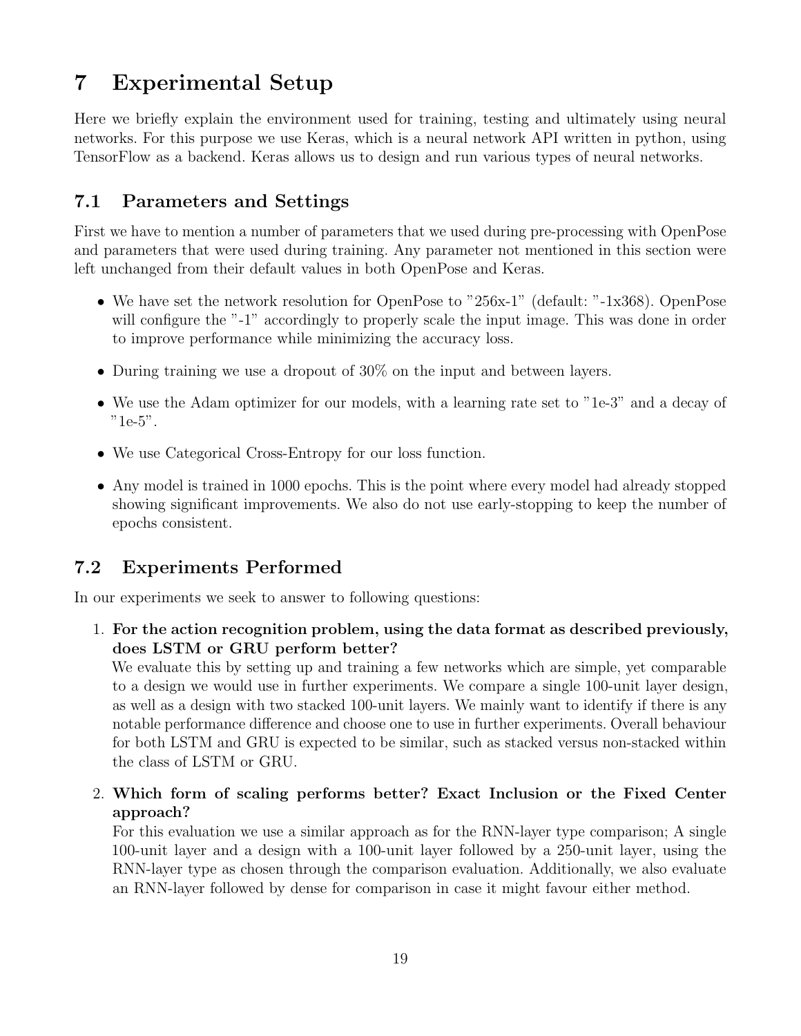# 7 Experimental Setup

Here we briefly explain the environment used for training, testing and ultimately using neural networks. For this purpose we use Keras, which is a neural network API written in python, using TensorFlow as a backend. Keras allows us to design and run various types of neural networks.

## 7.1 Parameters and Settings

First we have to mention a number of parameters that we used during pre-processing with OpenPose and parameters that were used during training. Any parameter not mentioned in this section were left unchanged from their default values in both OpenPose and Keras.

- We have set the network resolution for OpenPose to "256x-1" (default: "-1x368). OpenPose will configure the "-1" accordingly to properly scale the input image. This was done in order to improve performance while minimizing the accuracy loss.
- During training we use a dropout of 30% on the input and between layers.
- We use the Adam optimizer for our models, with a learning rate set to "1e-3" and a decay of "1e-5".
- We use Categorical Cross-Entropy for our loss function.
- Any model is trained in 1000 epochs. This is the point where every model had already stopped showing significant improvements. We also do not use early-stopping to keep the number of epochs consistent.

## 7.2 Experiments Performed

In our experiments we seek to answer to following questions:

1. **For the action recognition problem, using the data format as described previously, does LSTM or GRU perform better?**
   We evaluate this by setting up and training a few networks which are simple, yet comparable to a design we would use in further experiments. We compare a single 100-unit layer design, as well as a design with two stacked 100-unit layers. We mainly want to identify if there is any notable performance difference and choose one to use in further experiments. Overall behaviour for both LSTM and GRU is expected to be similar, such as stacked versus non-stacked within the class of LSTM or GRU.

2. **Which form of scaling performs better? Exact Inclusion or the Fixed Center approach?**
   For this evaluation we use a similar approach as for the RNN-layer type comparison; A single 100-unit layer and a design with a 100-unit layer followed by a 250-unit layer, using the RNN-layer type as chosen through the comparison evaluation. Additionally, we also evaluate an RNN-layer followed by dense for comparison in case it might favour either method.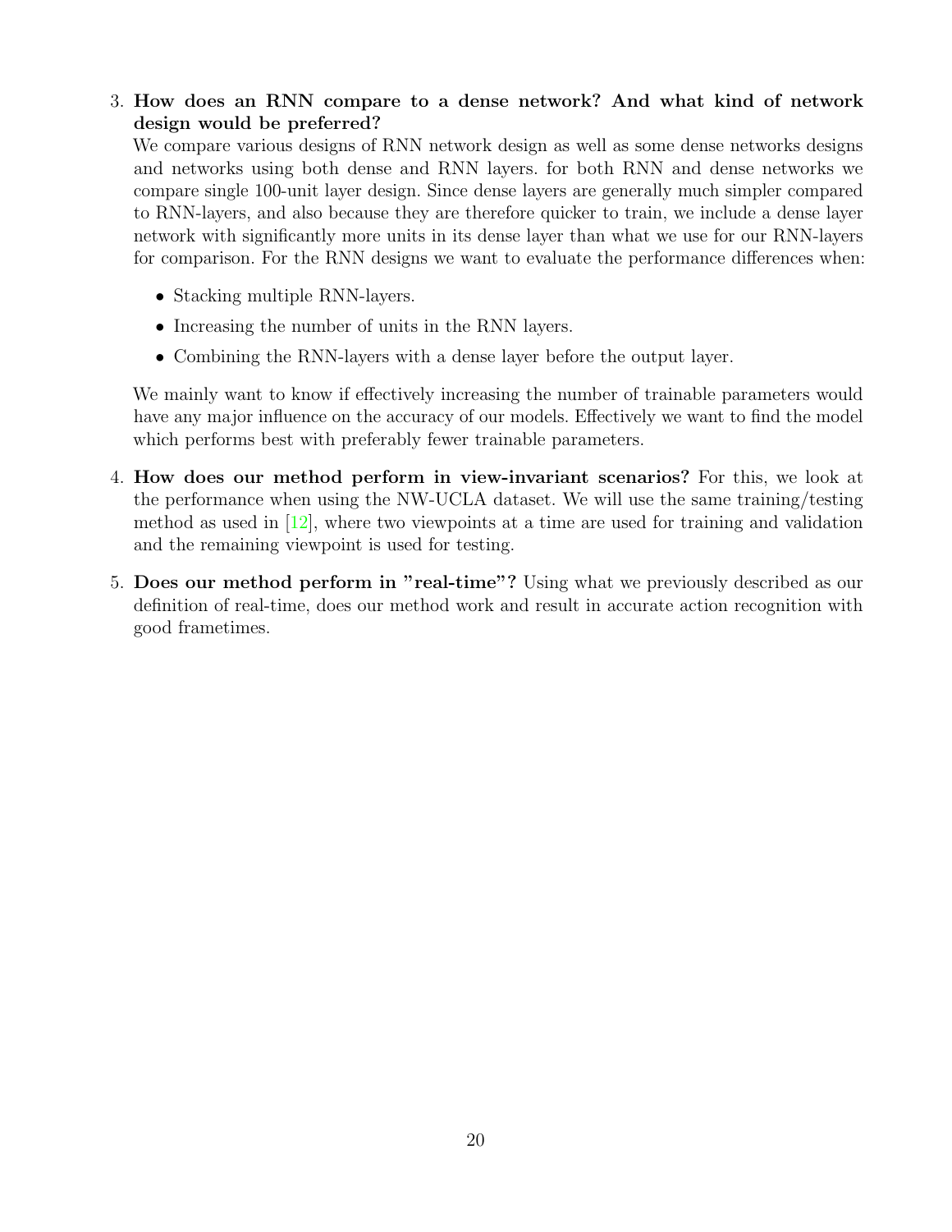3. **How does an RNN compare to a dense network? And what kind of network design would be preferred?**
   We compare various designs of RNN network design as well as some dense networks designs and networks using both dense and RNN layers. for both RNN and dense networks we compare single 100-unit layer design. Since dense layers are generally much simpler compared to RNN-layers, and also because they are therefore quicker to train, we include a dense layer network with significantly more units in its dense layer than what we use for our RNN-layers for comparison. For the RNN designs we want to evaluate the performance differences when:

   - Stacking multiple RNN-layers.
   - Increasing the number of units in the RNN layers.
   - Combining the RNN-layers with a dense layer before the output layer.

   We mainly want to know if effectively increasing the number of trainable parameters would have any major influence on the accuracy of our models. Effectively we want to find the model which performs best with preferably fewer trainable parameters.

4. **How does our method perform in view-invariant scenarios?** For this, we look at the performance when using the NW-UCLA dataset. We will use the same training/testing method as used in [12], where two viewpoints at a time are used for training and validation and the remaining viewpoint is used for testing.

5. **Does our method perform in "real-time"?** Using what we previously described as our definition of real-time, does our method work and result in accurate action recognition with good frametimes.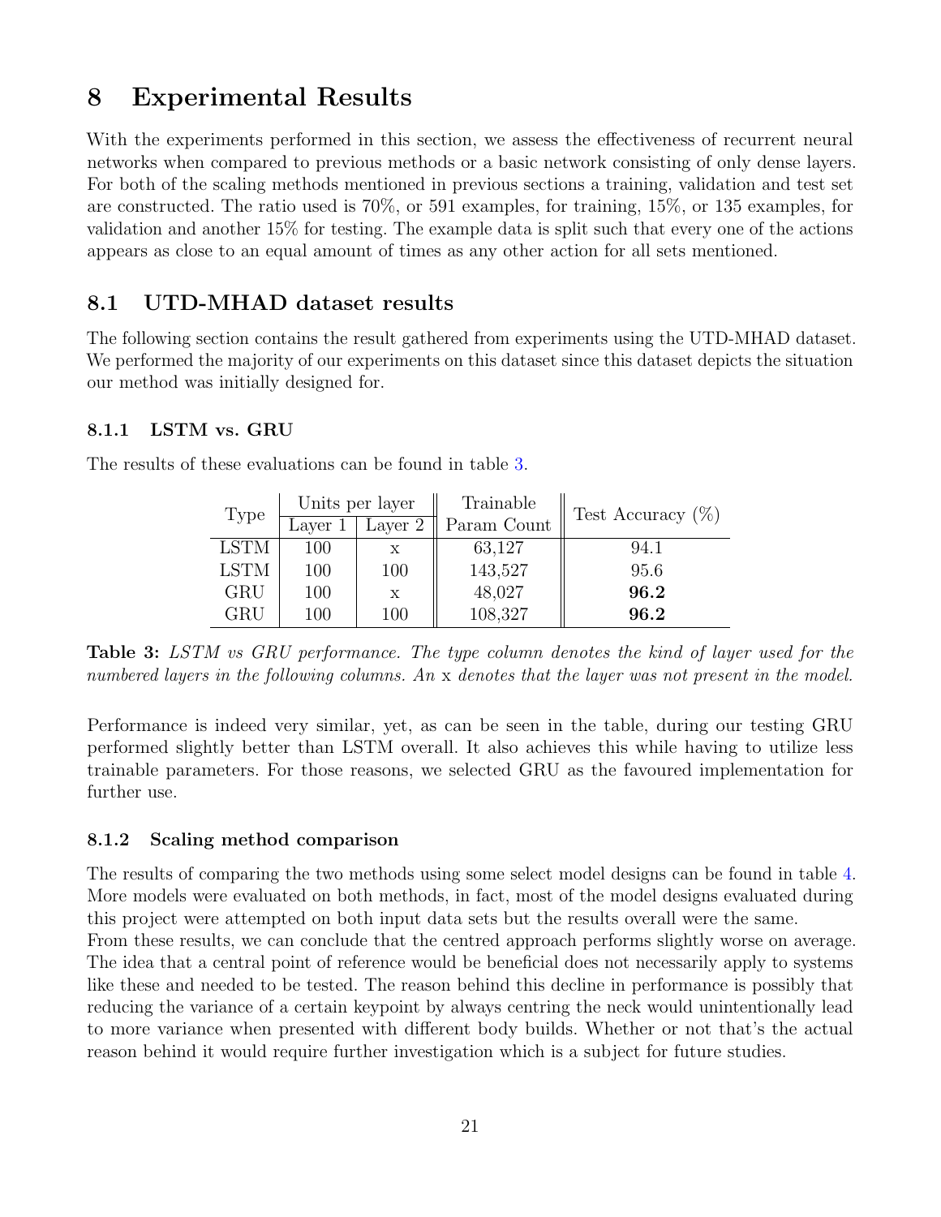# 8 Experimental Results

With the experiments performed in this section, we assess the effectiveness of recurrent neural networks when compared to previous methods or a basic network consisting of only dense layers. For both of the scaling methods mentioned in previous sections a training, validation and test set are constructed. The ratio used is 70%, or 591 examples, for training, 15%, or 135 examples, for validation and another 15% for testing. The example data is split such that every one of the actions appears as close to an equal amount of times as any other action for all sets mentioned.

## 8.1 UTD-MHAD dataset results

The following section contains the result gathered from experiments using the UTD-MHAD dataset. We performed the majority of our experiments on this dataset since this dataset depicts the situation our method was initially designed for.

### 8.1.1 LSTM vs. GRU

The results of these evaluations can be found in table 3.

| Type | Units per layer | | Trainable Param Count | Test Accuracy (%) |
|---|---|---|---|---|
| | Layer 1 | Layer 2 | | |
| LSTM | 100 | x | 63,127 | 94.1 |
| LSTM | 100 | 100 | 143,527 | 95.6 |
| GRU | 100 | x | 48,027 | **96.2** |
| GRU | 100 | 100 | 108,327 | **96.2** |

**Table 3:** *LSTM vs GRU performance. The type column denotes the kind of layer used for the numbered layers in the following columns. An* x *denotes that the layer was not present in the model.*

Performance is indeed very similar, yet, as can be seen in the table, during our testing GRU performed slightly better than LSTM overall. It also achieves this while having to utilize less trainable parameters. For those reasons, we selected GRU as the favoured implementation for further use.

### 8.1.2 Scaling method comparison

The results of comparing the two methods using some select model designs can be found in table 4. More models were evaluated on both methods, in fact, most of the model designs evaluated during this project were attempted on both input data sets but the results overall were the same.
From these results, we can conclude that the centred approach performs slightly worse on average. The idea that a central point of reference would be beneficial does not necessarily apply to systems like these and needed to be tested. The reason behind this decline in performance is possibly that reducing the variance of a certain keypoint by always centring the neck would unintentionally lead to more variance when presented with different body builds. Whether or not that's the actual reason behind it would require further investigation which is a subject for future studies.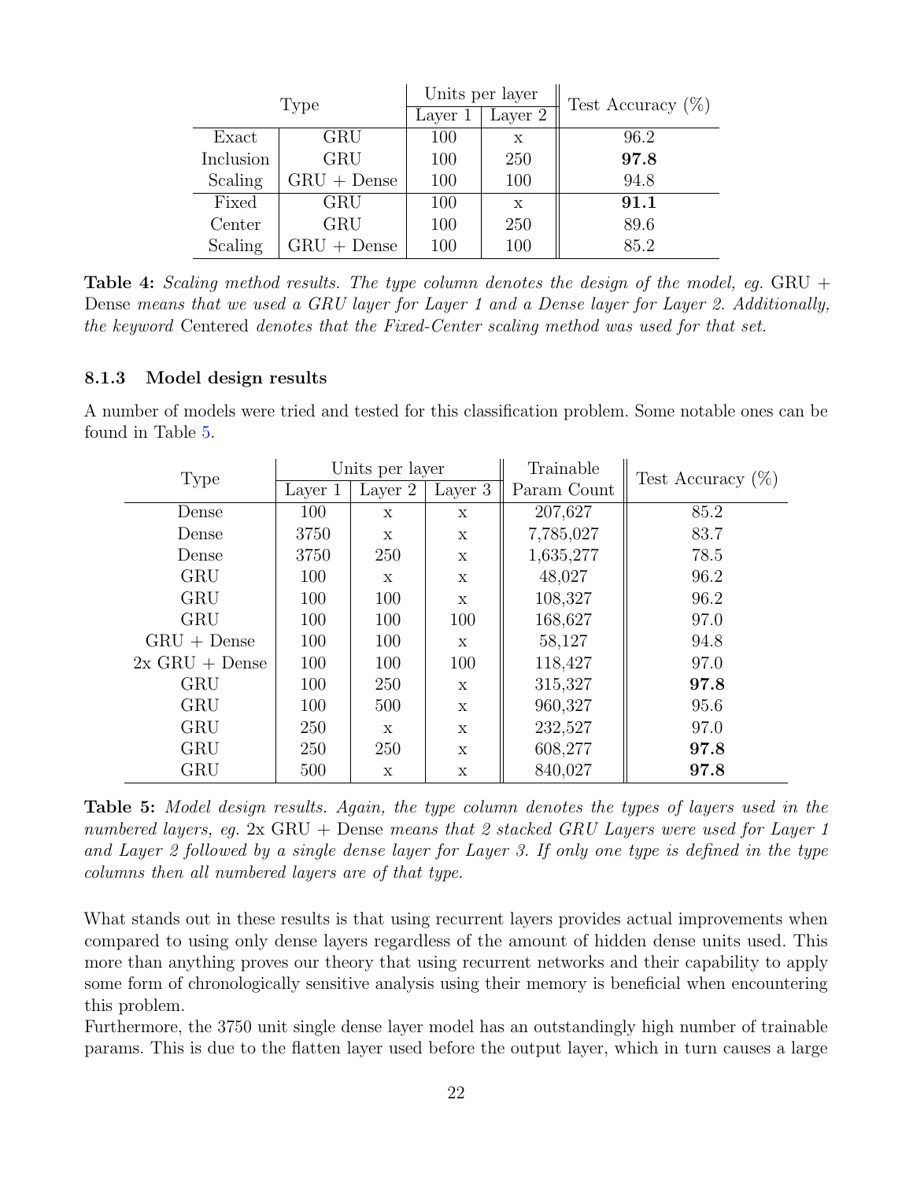| Type | | Units per layer | | Test Accuracy (%) |
|---|---|---|---|---|
| | | Layer 1 | Layer 2 | |
| Exact | GRU | 100 | x | 96.2 |
| Inclusion | GRU | 100 | 250 | **97.8** |
| Scaling | GRU + Dense | 100 | 100 | 94.8 |
| Fixed | GRU | 100 | x | **91.1** |
| Center | GRU | 100 | 250 | 89.6 |
| Scaling | GRU + Dense | 100 | 100 | 85.2 |

**Table 4:** *Scaling method results. The type column denotes the design of the model, eg.* GRU + Dense *means that we used a GRU layer for Layer 1 and a Dense layer for Layer 2. Additionally, the keyword* Centered *denotes that the Fixed-Center scaling method was used for that set.*

#### 8.1.3 Model design results

A number of models were tried and tested for this classification problem. Some notable ones can be found in Table 5.

| Type | Units per layer | | | Trainable Param Count | Test Accuracy (%) |
|---|---|---|---|---|---|
| | Layer 1 | Layer 2 | Layer 3 | | |
| Dense | 100 | x | x | 207,627 | 85.2 |
| Dense | 3750 | x | x | 7,785,027 | 83.7 |
| Dense | 3750 | 250 | x | 1,635,277 | 78.5 |
| GRU | 100 | x | x | 48,027 | 96.2 |
| GRU | 100 | 100 | x | 108,327 | 96.2 |
| GRU | 100 | 100 | 100 | 168,627 | 97.0 |
| GRU + Dense | 100 | 100 | x | 58,127 | 94.8 |
| 2x GRU + Dense | 100 | 100 | 100 | 118,427 | 97.0 |
| GRU | 100 | 250 | x | 315,327 | **97.8** |
| GRU | 100 | 500 | x | 960,327 | 95.6 |
| GRU | 250 | x | x | 232,527 | 97.0 |
| GRU | 250 | 250 | x | 608,277 | **97.8** |
| GRU | 500 | x | x | 840,027 | **97.8** |

**Table 5:** *Model design results. Again, the type column denotes the types of layers used in the numbered layers, eg.* 2x GRU + Dense *means that 2 stacked GRU Layers were used for Layer 1 and Layer 2 followed by a single dense layer for Layer 3. If only one type is defined in the type columns then all numbered layers are of that type.*

What stands out in these results is that using recurrent layers provides actual improvements when compared to using only dense layers regardless of the amount of hidden dense units used. This more than anything proves our theory that using recurrent networks and their capability to apply some form of chronologically sensitive analysis using their memory is beneficial when encountering this problem.
Furthermore, the 3750 unit single dense layer model has an outstandingly high number of trainable params. This is due to the flatten layer used before the output layer, which in turn causes a large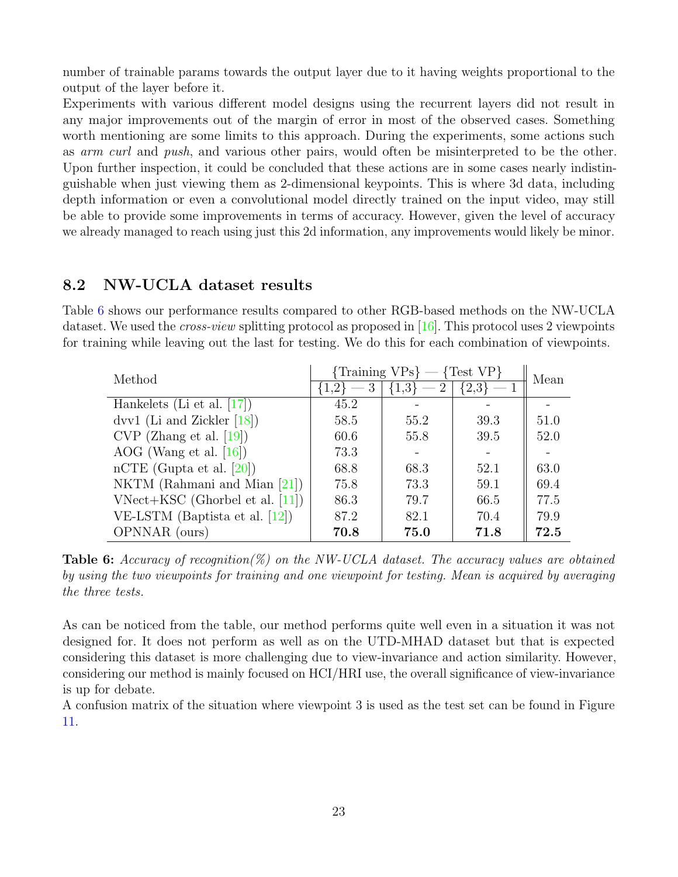number of trainable params towards the output layer due to it having weights proportional to the output of the layer before it.
Experiments with various different model designs using the recurrent layers did not result in any major improvements out of the margin of error in most of the observed cases. Something worth mentioning are some limits to this approach. During the experiments, some actions such as *arm curl* and *push*, and various other pairs, would often be misinterpreted to be the other. Upon further inspection, it could be concluded that these actions are in some cases nearly indistinguishable when just viewing them as 2-dimensional keypoints. This is where 3d data, including depth information or even a convolutional model directly trained on the input video, may still be able to provide some improvements in terms of accuracy. However, given the level of accuracy we already managed to reach using just this 2d information, any improvements would likely be minor.

## 8.2 NW-UCLA dataset results

Table 6 shows our performance results compared to other RGB-based methods on the NW-UCLA dataset. We used the *cross-view* splitting protocol as proposed in [16]. This protocol uses 2 viewpoints for training while leaving out the last for testing. We do this for each combination of viewpoints.

| Method | {Training VPs} — {Test VP} | | | Mean |
|---|---|---|---|---|
| | {1,2} — 3 | {1,3} — 2 | {2,3} — 1 | |
| Hankelets (Li et al. [17]) | 45.2 | - | - | - |
| dvv1 (Li and Zickler [18]) | 58.5 | 55.2 | 39.3 | 51.0 |
| CVP (Zhang et al. [19]) | 60.6 | 55.8 | 39.5 | 52.0 |
| AOG (Wang et al. [16]) | 73.3 | - | - | - |
| nCTE (Gupta et al. [20]) | 68.8 | 68.3 | 52.1 | 63.0 |
| NKTM (Rahmani and Mian [21]) | 75.8 | 73.3 | 59.1 | 69.4 |
| VNect+KSC (Ghorbel et al. [11]) | 86.3 | 79.7 | 66.5 | 77.5 |
| VE-LSTM (Baptista et al. [12]) | 87.2 | 82.1 | 70.4 | 79.9 |
| OPNNAR (ours) | **70.8** | **75.0** | **71.8** | **72.5** |

**Table 6:** *Accuracy of recognition(%) on the NW-UCLA dataset. The accuracy values are obtained by using the two viewpoints for training and one viewpoint for testing. Mean is acquired by averaging the three tests.*

As can be noticed from the table, our method performs quite well even in a situation it was not designed for. It does not perform as well as on the UTD-MHAD dataset but that is expected considering this dataset is more challenging due to view-invariance and action similarity. However, considering our method is mainly focused on HCI/HRI use, the overall significance of view-invariance is up for debate.
A confusion matrix of the situation where viewpoint 3 is used as the test set can be found in Figure 11.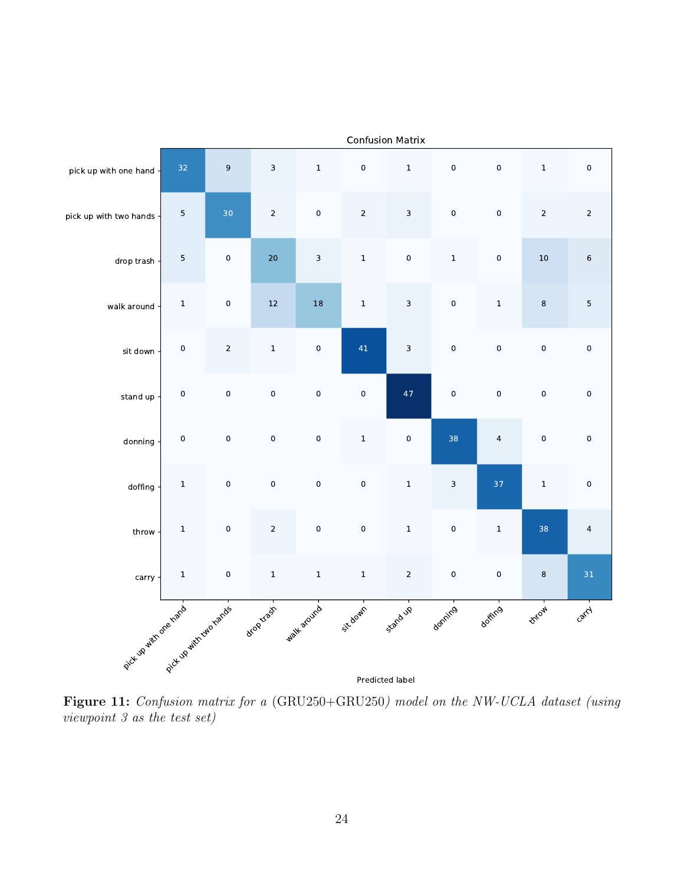Confusion Matrix

| | pick up with one hand | pick up with two hands | drop trash | walk around | sit down | stand up | donning | doffing | throw | carry |
|---|---|---|---|---|---|---|---|---|---|---|
| pick up with one hand | 32 | 9 | 3 | 1 | 0 | 1 | 0 | 0 | 1 | 0 |
| pick up with two hands | 5 | 30 | 2 | 0 | 2 | 3 | 0 | 0 | 2 | 2 |
| drop trash | 5 | 0 | 20 | 3 | 1 | 0 | 1 | 0 | 10 | 6 |
| walk around | 1 | 0 | 12 | 18 | 1 | 3 | 0 | 1 | 8 | 5 |
| sit down | 0 | 2 | 1 | 0 | 41 | 3 | 0 | 0 | 0 | 0 |
| stand up | 0 | 0 | 0 | 0 | 0 | 47 | 0 | 0 | 0 | 0 |
| donning | 0 | 0 | 0 | 0 | 1 | 0 | 38 | 4 | 0 | 0 |
| doffing | 1 | 0 | 0 | 0 | 0 | 1 | 3 | 37 | 1 | 0 |
| throw | 1 | 0 | 2 | 0 | 0 | 1 | 0 | 1 | 38 | 4 |
| carry | 1 | 0 | 1 | 1 | 1 | 2 | 0 | 0 | 8 | 31 |

Predicted label

**Figure 11:** *Confusion matrix for a* (GRU250+GRU250) *model on the NW-UCLA dataset (using viewpoint 3 as the test set)*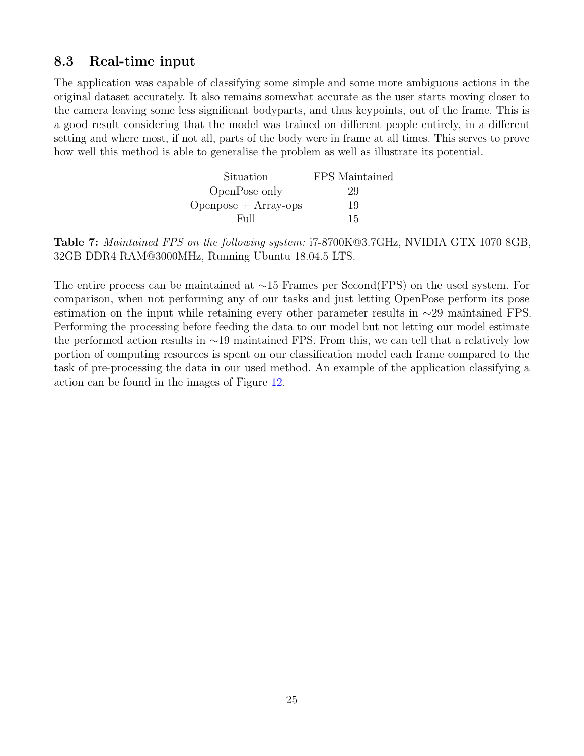### 8.3 Real-time input

The application was capable of classifying some simple and some more ambiguous actions in the original dataset accurately. It also remains somewhat accurate as the user starts moving closer to the camera leaving some less significant bodyparts, and thus keypoints, out of the frame. This is a good result considering that the model was trained on different people entirely, in a different setting and where most, if not all, parts of the body were in frame at all times. This serves to prove how well this method is able to generalise the problem as well as illustrate its potential.

| Situation | FPS Maintained |
|---|---|
| OpenPose only | 29 |
| Openpose + Array-ops | 19 |
| Full | 15 |

**Table 7:** *Maintained FPS on the following system:* i7-8700K@3.7GHz, NVIDIA GTX 1070 8GB, 32GB DDR4 RAM@3000MHz, Running Ubuntu 18.04.5 LTS.

The entire process can be maintained at ∼15 Frames per Second(FPS) on the used system. For comparison, when not performing any of our tasks and just letting OpenPose perform its pose estimation on the input while retaining every other parameter results in ∼29 maintained FPS. Performing the processing before feeding the data to our model but not letting our model estimate the performed action results in ∼19 maintained FPS. From this, we can tell that a relatively low portion of computing resources is spent on our classification model each frame compared to the task of pre-processing the data in our used method. An example of the application classifying a action can be found in the images of Figure 12.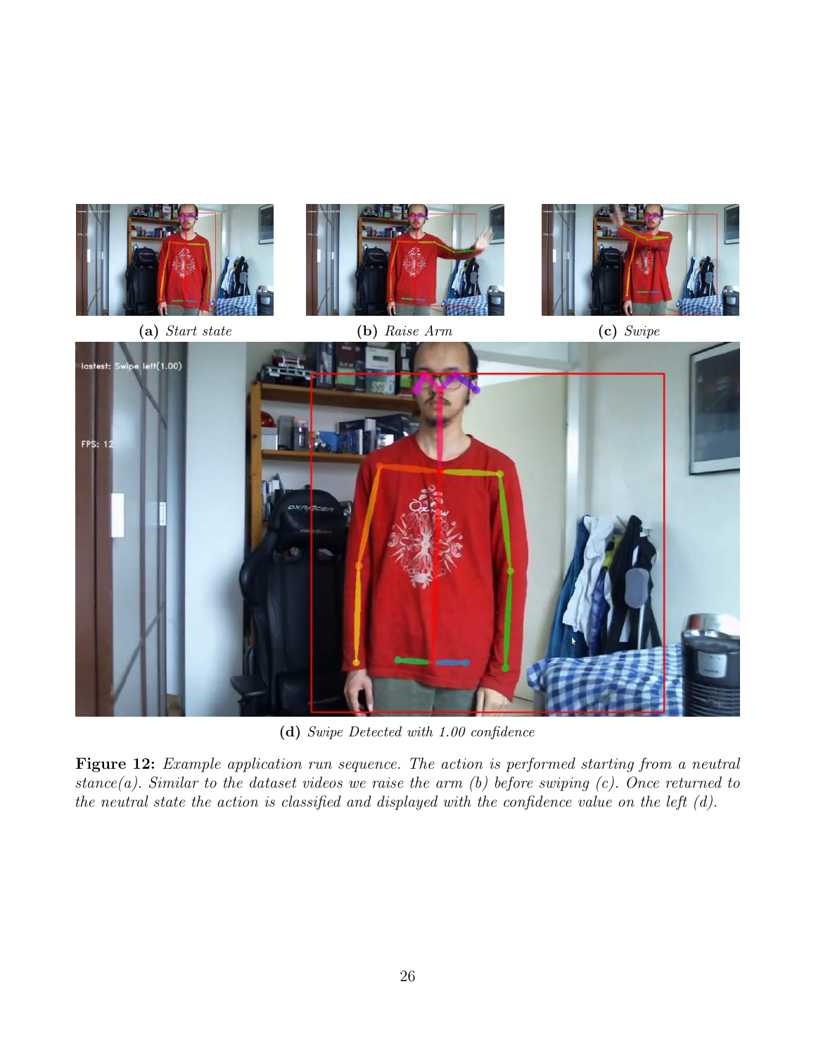(a) *Start state*

(b) *Raise Arm*

(c) *Swipe*

(d) *Swipe Detected with 1.00 confidence*

**Figure 12:** *Example application run sequence. The action is performed starting from a neutral stance(a). Similar to the dataset videos we raise the arm (b) before swiping (c). Once returned to the neutral state the action is classified and displayed with the confidence value on the left (d).*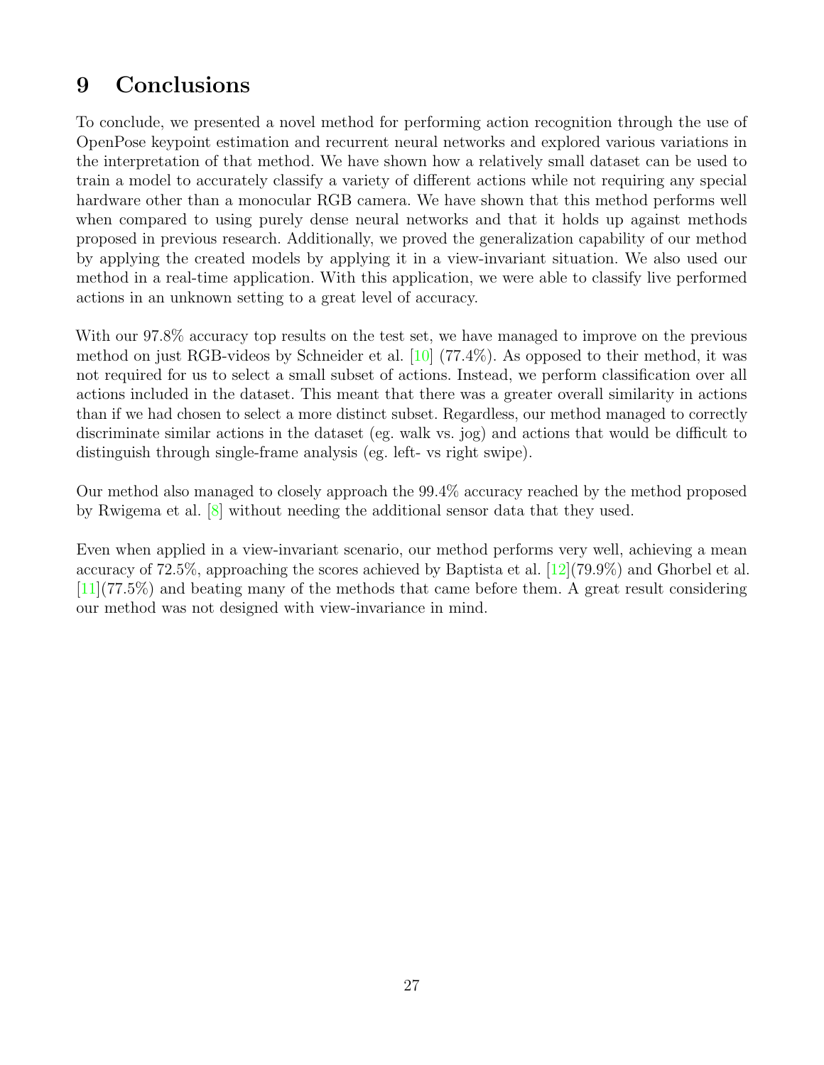# 9 Conclusions

To conclude, we presented a novel method for performing action recognition through the use of OpenPose keypoint estimation and recurrent neural networks and explored various variations in the interpretation of that method. We have shown how a relatively small dataset can be used to train a model to accurately classify a variety of different actions while not requiring any special hardware other than a monocular RGB camera. We have shown that this method performs well when compared to using purely dense neural networks and that it holds up against methods proposed in previous research. Additionally, we proved the generalization capability of our method by applying the created models by applying it in a view-invariant situation. We also used our method in a real-time application. With this application, we were able to classify live performed actions in an unknown setting to a great level of accuracy.

With our 97.8% accuracy top results on the test set, we have managed to improve on the previous method on just RGB-videos by Schneider et al. [10] (77.4%). As opposed to their method, it was not required for us to select a small subset of actions. Instead, we perform classification over all actions included in the dataset. This meant that there was a greater overall similarity in actions than if we had chosen to select a more distinct subset. Regardless, our method managed to correctly discriminate similar actions in the dataset (eg. walk vs. jog) and actions that would be difficult to distinguish through single-frame analysis (eg. left- vs right swipe).

Our method also managed to closely approach the 99.4% accuracy reached by the method proposed by Rwigema et al. [8] without needing the additional sensor data that they used.

Even when applied in a view-invariant scenario, our method performs very well, achieving a mean accuracy of 72.5%, approaching the scores achieved by Baptista et al. [12](79.9%) and Ghorbel et al. [11](77.5%) and beating many of the methods that came before them. A great result considering our method was not designed with view-invariance in mind.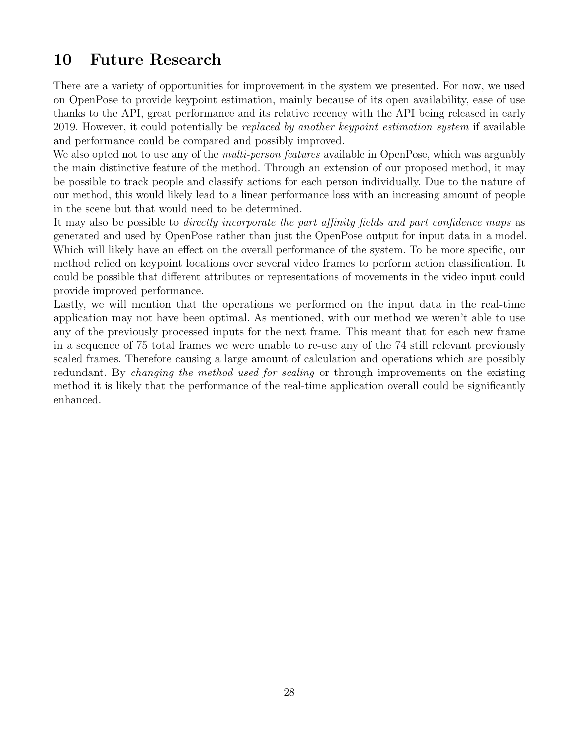# 10 Future Research

There are a variety of opportunities for improvement in the system we presented. For now, we used on OpenPose to provide keypoint estimation, mainly because of its open availability, ease of use thanks to the API, great performance and its relative recency with the API being released in early 2019. However, it could potentially be *replaced by another keypoint estimation system* if available and performance could be compared and possibly improved.

We also opted not to use any of the *multi-person features* available in OpenPose, which was arguably the main distinctive feature of the method. Through an extension of our proposed method, it may be possible to track people and classify actions for each person individually. Due to the nature of our method, this would likely lead to a linear performance loss with an increasing amount of people in the scene but that would need to be determined.

It may also be possible to *directly incorporate the part affinity fields and part confidence maps* as generated and used by OpenPose rather than just the OpenPose output for input data in a model. Which will likely have an effect on the overall performance of the system. To be more specific, our method relied on keypoint locations over several video frames to perform action classification. It could be possible that different attributes or representations of movements in the video input could provide improved performance.

Lastly, we will mention that the operations we performed on the input data in the real-time application may not have been optimal. As mentioned, with our method we weren't able to use any of the previously processed inputs for the next frame. This meant that for each new frame in a sequence of 75 total frames we were unable to re-use any of the 74 still relevant previously scaled frames. Therefore causing a large amount of calculation and operations which are possibly redundant. By *changing the method used for scaling* or through improvements on the existing method it is likely that the performance of the real-time application overall could be significantly enhanced.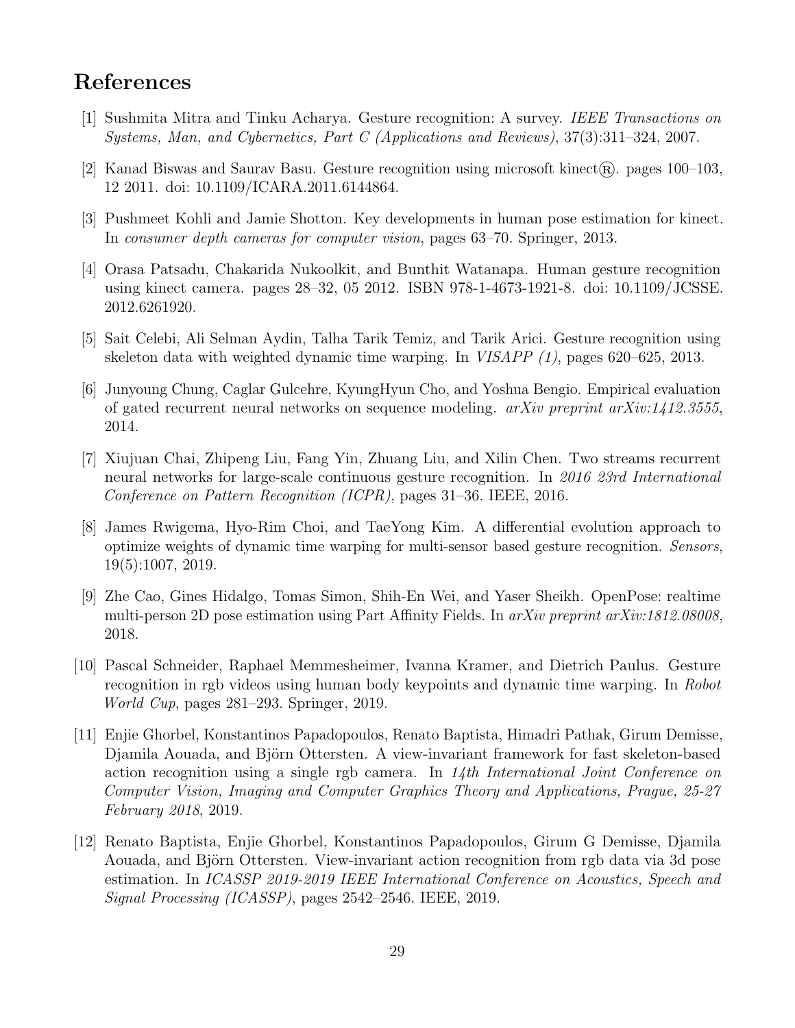# References

[1] Sushmita Mitra and Tinku Acharya. Gesture recognition: A survey. *IEEE Transactions on Systems, Man, and Cybernetics, Part C (Applications and Reviews)*, 37(3):311–324, 2007.

[2] Kanad Biswas and Saurav Basu. Gesture recognition using microsoft kinect®. pages 100–103, 12 2011. doi: 10.1109/ICARA.2011.6144864.

[3] Pushmeet Kohli and Jamie Shotton. Key developments in human pose estimation for kinect. In *consumer depth cameras for computer vision*, pages 63–70. Springer, 2013.

[4] Orasa Patsadu, Chakarida Nukoolkit, and Bunthit Watanapa. Human gesture recognition using kinect camera. pages 28–32, 05 2012. ISBN 978-1-4673-1921-8. doi: 10.1109/JCSSE.2012.6261920.

[5] Sait Celebi, Ali Selman Aydin, Talha Tarik Temiz, and Tarik Arici. Gesture recognition using skeleton data with weighted dynamic time warping. In *VISAPP (1)*, pages 620–625, 2013.

[6] Junyoung Chung, Caglar Gulcehre, KyungHyun Cho, and Yoshua Bengio. Empirical evaluation of gated recurrent neural networks on sequence modeling. *arXiv preprint arXiv:1412.3555*, 2014.

[7] Xiujuan Chai, Zhipeng Liu, Fang Yin, Zhuang Liu, and Xilin Chen. Two streams recurrent neural networks for large-scale continuous gesture recognition. In *2016 23rd International Conference on Pattern Recognition (ICPR)*, pages 31–36. IEEE, 2016.

[8] James Rwigema, Hyo-Rim Choi, and TaeYong Kim. A differential evolution approach to optimize weights of dynamic time warping for multi-sensor based gesture recognition. *Sensors*, 19(5):1007, 2019.

[9] Zhe Cao, Gines Hidalgo, Tomas Simon, Shih-En Wei, and Yaser Sheikh. OpenPose: realtime multi-person 2D pose estimation using Part Affinity Fields. In *arXiv preprint arXiv:1812.08008*, 2018.

[10] Pascal Schneider, Raphael Memmesheimer, Ivanna Kramer, and Dietrich Paulus. Gesture recognition in rgb videos using human body keypoints and dynamic time warping. In *Robot World Cup*, pages 281–293. Springer, 2019.

[11] Enjie Ghorbel, Konstantinos Papadopoulos, Renato Baptista, Himadri Pathak, Girum Demisse, Djamila Aouada, and Björn Ottersten. A view-invariant framework for fast skeleton-based action recognition using a single rgb camera. In *14th International Joint Conference on Computer Vision, Imaging and Computer Graphics Theory and Applications, Prague, 25-27 February 2018*, 2019.

[12] Renato Baptista, Enjie Ghorbel, Konstantinos Papadopoulos, Girum G Demisse, Djamila Aouada, and Björn Ottersten. View-invariant action recognition from rgb data via 3d pose estimation. In *ICASSP 2019-2019 IEEE International Conference on Acoustics, Speech and Signal Processing (ICASSP)*, pages 2542–2546. IEEE, 2019.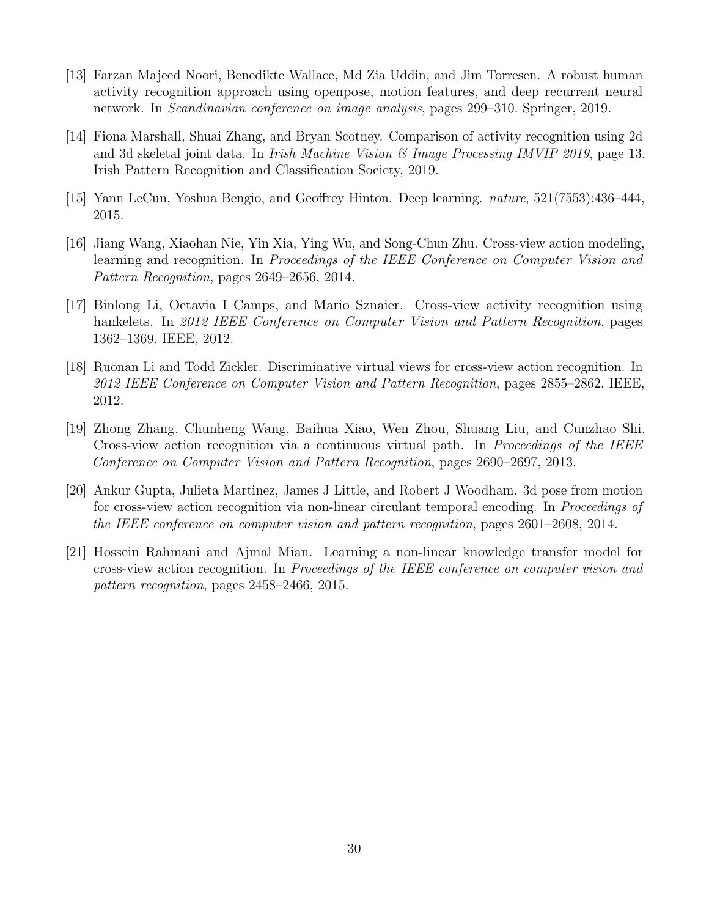[13] Farzan Majeed Noori, Benedikte Wallace, Md Zia Uddin, and Jim Torresen. A robust human activity recognition approach using openpose, motion features, and deep recurrent neural network. In *Scandinavian conference on image analysis*, pages 299–310. Springer, 2019.

[14] Fiona Marshall, Shuai Zhang, and Bryan Scotney. Comparison of activity recognition using 2d and 3d skeletal joint data. In *Irish Machine Vision & Image Processing IMVIP 2019*, page 13. Irish Pattern Recognition and Classification Society, 2019.

[15] Yann LeCun, Yoshua Bengio, and Geoffrey Hinton. Deep learning. *nature*, 521(7553):436–444, 2015.

[16] Jiang Wang, Xiaohan Nie, Yin Xia, Ying Wu, and Song-Chun Zhu. Cross-view action modeling, learning and recognition. In *Proceedings of the IEEE Conference on Computer Vision and Pattern Recognition*, pages 2649–2656, 2014.

[17] Binlong Li, Octavia I Camps, and Mario Sznaier. Cross-view activity recognition using hankelets. In *2012 IEEE Conference on Computer Vision and Pattern Recognition*, pages 1362–1369. IEEE, 2012.

[18] Ruonan Li and Todd Zickler. Discriminative virtual views for cross-view action recognition. In *2012 IEEE Conference on Computer Vision and Pattern Recognition*, pages 2855–2862. IEEE, 2012.

[19] Zhong Zhang, Chunheng Wang, Baihua Xiao, Wen Zhou, Shuang Liu, and Cunzhao Shi. Cross-view action recognition via a continuous virtual path. In *Proceedings of the IEEE Conference on Computer Vision and Pattern Recognition*, pages 2690–2697, 2013.

[20] Ankur Gupta, Julieta Martinez, James J Little, and Robert J Woodham. 3d pose from motion for cross-view action recognition via non-linear circulant temporal encoding. In *Proceedings of the IEEE conference on computer vision and pattern recognition*, pages 2601–2608, 2014.

[21] Hossein Rahmani and Ajmal Mian. Learning a non-linear knowledge transfer model for cross-view action recognition. In *Proceedings of the IEEE conference on computer vision and pattern recognition*, pages 2458–2466, 2015.